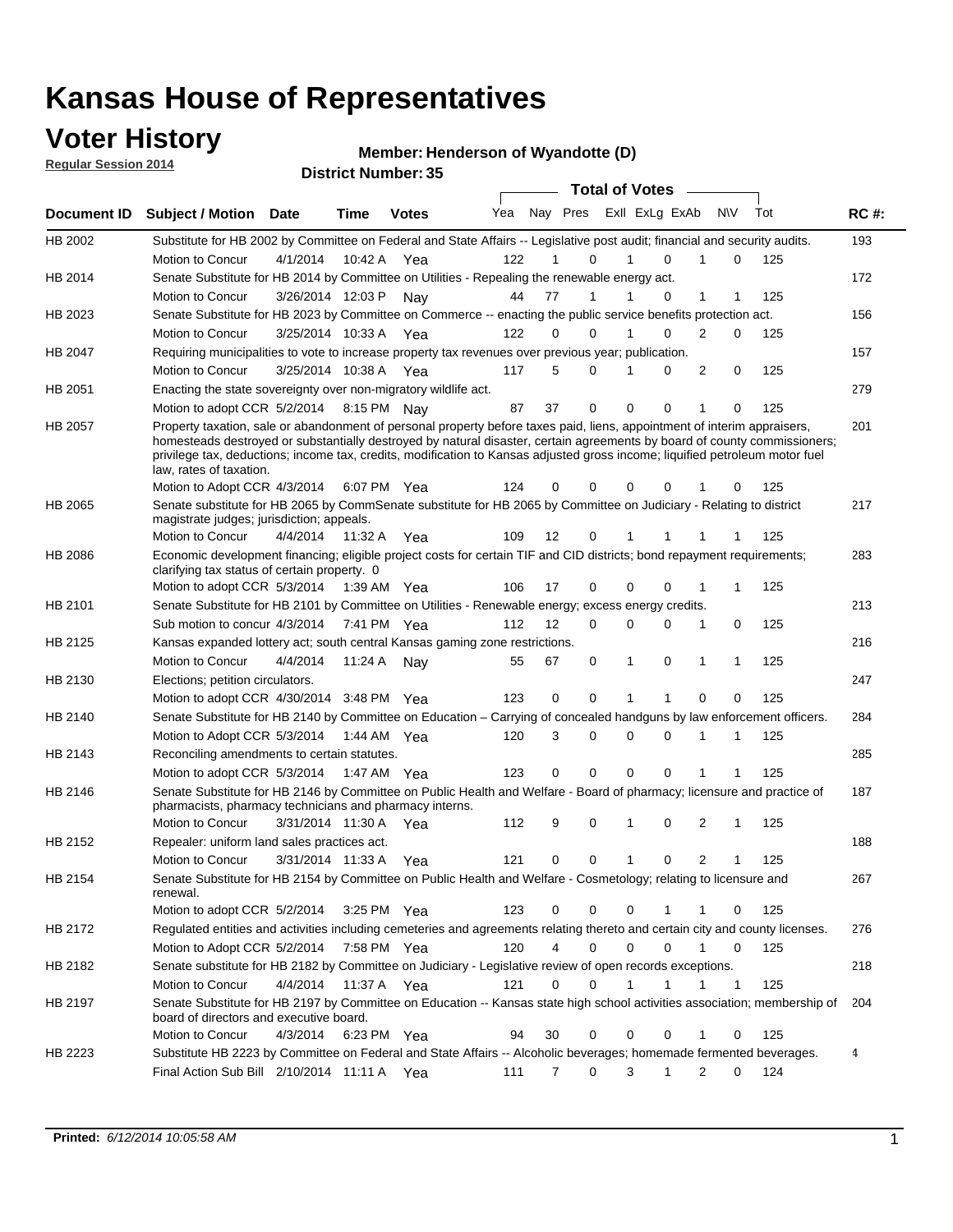# Kansas House of Representatives

## Voter History

**Regular Session 2014**

**Member: Henderson of Wyandotte (D)**

**District Number: 35**

| Document ID | Subject / Motion | Date | Time | Votes | Yea | Nay | Pres | ExII | ExLg | ExAb | N\V | Tot | RC #: |
|---|---|---|---|---|---|---|---|---|---|---|---|---|---|
| HB 2002 | Substitute for HB 2002 by Committee on Federal and State Affairs -- Legislative post audit; financial and security audits. | | | | | | | | | | | | 193 |
| | Motion to Concur | 4/1/2014 | 10:42 A | Yea | 122 | 1 | 0 | 1 | 0 | 1 | 0 | 125 | |
| HB 2014 | Senate Substitute for HB 2014 by Committee on Utilities - Repealing the renewable energy act. | | | | | | | | | | | | 172 |
| | Motion to Concur | 3/26/2014 | 12:03 P | Nay | 44 | 77 | 1 | 1 | 0 | 1 | 1 | 125 | |
| HB 2023 | Senate Substitute for HB 2023 by Committee on Commerce -- enacting the public service benefits protection act. | | | | | | | | | | | | 156 |
| | Motion to Concur | 3/25/2014 | 10:33 A | Yea | 122 | 0 | 0 | 1 | 0 | 2 | 0 | 125 | |
| HB 2047 | Requiring municipalities to vote to increase property tax revenues over previous year; publication. | | | | | | | | | | | | 157 |
| | Motion to Concur | 3/25/2014 | 10:38 A | Yea | 117 | 5 | 0 | 1 | 0 | 2 | 0 | 125 | |
| HB 2051 | Enacting the state sovereignty over non-migratory wildlife act. | | | | | | | | | | | | 279 |
| | Motion to adopt CCR | 5/2/2014 | 8:15 PM | Nay | 87 | 37 | 0 | 0 | 0 | 1 | 0 | 125 | |
| HB 2057 | Property taxation, sale or abandonment of personal property before taxes paid, liens, appointment of interim appraisers, homesteads destroyed or substantially destroyed by natural disaster, certain agreements by board of county commissioners; privilege tax, deductions; income tax, credits, modification to Kansas adjusted gross income; liquified petroleum motor fuel law, rates of taxation. | | | | | | | | | | | | 201 |
| | Motion to Adopt CCR | 4/3/2014 | 6:07 PM | Yea | 124 | 0 | 0 | 0 | 0 | 1 | 0 | 125 | |
| HB 2065 | Senate substitute for HB 2065 by CommSenate substitute for HB 2065 by Committee on Judiciary - Relating to district magistrate judges; jurisdiction; appeals. | | | | | | | | | | | | 217 |
| | Motion to Concur | 4/4/2014 | 11:32 A | Yea | 109 | 12 | 0 | 1 | 1 | 1 | 1 | 125 | |
| HB 2086 | Economic development financing; eligible project costs for certain TIF and CID districts; bond repayment requirements; clarifying tax status of certain property. 0 | | | | | | | | | | | | 283 |
| | Motion to adopt CCR | 5/3/2014 | 1:39 AM | Yea | 106 | 17 | 0 | 0 | 0 | 1 | 1 | 125 | |
| HB 2101 | Senate Substitute for HB 2101 by Committee on Utilities - Renewable energy; excess energy credits. | | | | | | | | | | | | 213 |
| | Sub motion to concur | 4/3/2014 | 7:41 PM | Yea | 112 | 12 | 0 | 0 | 0 | 1 | 0 | 125 | |
| HB 2125 | Kansas expanded lottery act; south central Kansas gaming zone restrictions. | | | | | | | | | | | | 216 |
| | Motion to Concur | 4/4/2014 | 11:24 A | Nay | 55 | 67 | 0 | 1 | 0 | 1 | 1 | 125 | |
| HB 2130 | Elections; petition circulators. | | | | | | | | | | | | 247 |
| | Motion to adopt CCR | 4/30/2014 | 3:48 PM | Yea | 123 | 0 | 0 | 1 | 1 | 0 | 0 | 125 | |
| HB 2140 | Senate Substitute for HB 2140 by Committee on Education – Carrying of concealed handguns by law enforcement officers. | | | | | | | | | | | | 284 |
| | Motion to Adopt CCR | 5/3/2014 | 1:44 AM | Yea | 120 | 3 | 0 | 0 | 0 | 1 | 1 | 125 | |
| HB 2143 | Reconciling amendments to certain statutes. | | | | | | | | | | | | 285 |
| | Motion to adopt CCR | 5/3/2014 | 1:47 AM | Yea | 123 | 0 | 0 | 0 | 0 | 1 | 1 | 125 | |
| HB 2146 | Senate Substitute for HB 2146 by Committee on Public Health and Welfare - Board of pharmacy; licensure and practice of pharmacists, pharmacy technicians and pharmacy interns. | | | | | | | | | | | | 187 |
| | Motion to Concur | 3/31/2014 | 11:30 A | Yea | 112 | 9 | 0 | 1 | 0 | 2 | 1 | 125 | |
| HB 2152 | Repealer: uniform land sales practices act. | | | | | | | | | | | | 188 |
| | Motion to Concur | 3/31/2014 | 11:33 A | Yea | 121 | 0 | 0 | 1 | 0 | 2 | 1 | 125 | |
| HB 2154 | Senate Substitute for HB 2154 by Committee on Public Health and Welfare - Cosmetology; relating to licensure and renewal. | | | | | | | | | | | | 267 |
| | Motion to adopt CCR | 5/2/2014 | 3:25 PM | Yea | 123 | 0 | 0 | 0 | 1 | 1 | 0 | 125 | |
| HB 2172 | Regulated entities and activities including cemeteries and agreements relating thereto and certain city and county licenses. | | | | | | | | | | | | 276 |
| | Motion to Adopt CCR | 5/2/2014 | 7:58 PM | Yea | 120 | 4 | 0 | 0 | 0 | 1 | 0 | 125 | |
| HB 2182 | Senate substitute for HB 2182 by Committee on Judiciary - Legislative review of open records exceptions. | | | | | | | | | | | | 218 |
| | Motion to Concur | 4/4/2014 | 11:37 A | Yea | 121 | 0 | 0 | 1 | 1 | 1 | 1 | 125 | |
| HB 2197 | Senate Substitute for HB 2197 by Committee on Education -- Kansas state high school activities association; membership of board of directors and executive board. | | | | | | | | | | | | 204 |
| | Motion to Concur | 4/3/2014 | 6:23 PM | Yea | 94 | 30 | 0 | 0 | 0 | 1 | 0 | 125 | |
| HB 2223 | Substitute HB 2223 by Committee on Federal and State Affairs -- Alcoholic beverages; homemade fermented beverages. | | | | | | | | | | | | 4 |
| | Final Action Sub Bill | 2/10/2014 | 11:11 A | Yea | 111 | 7 | 0 | 3 | 1 | 2 | 0 | 124 | |

**Printed:** *6/12/2014 10:05:58 AM*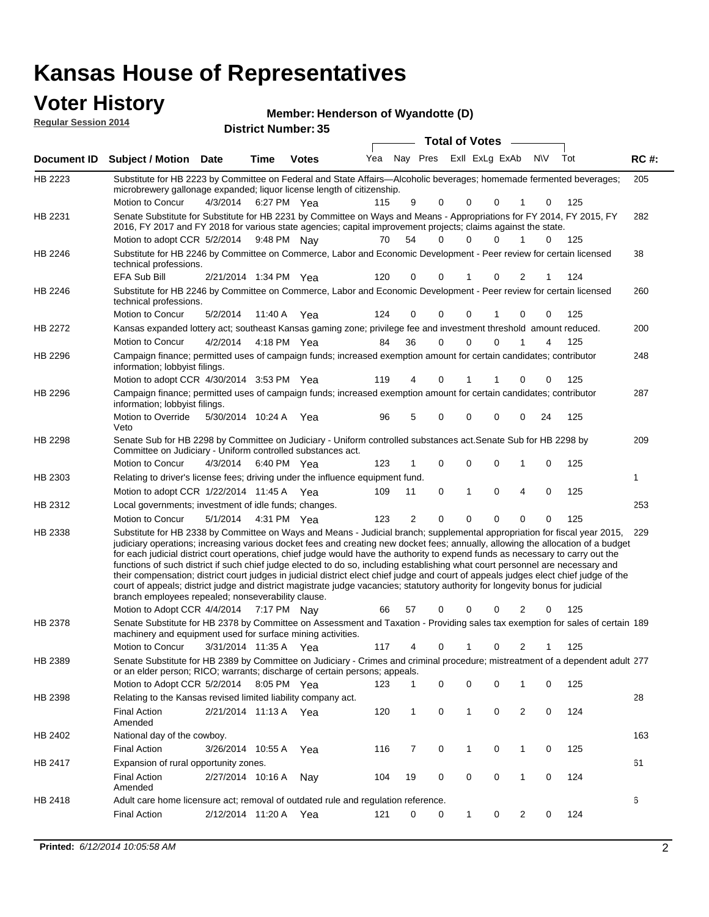# Kansas House of Representatives

## Voter History

**Regular Session 2014**

**Member: Henderson of Wyandotte (D)**

**District Number: 35**

| Document ID | Subject / Motion | Date | Time | Votes | Yea | Nay | Pres | ExII | ExLg | ExAb | N\V | Tot | RC #: |
|---|---|---|---|---|---|---|---|---|---|---|---|---|---|
| HB 2223 | Substitute for HB 2223 by Committee on Federal and State Affairs—Alcoholic beverages; homemade fermented beverages; microbrewery gallonage expanded; liquor license length of citizenship. | | | | | | | | | | | | 205 |
| | Motion to Concur | 4/3/2014 | 6:27 PM | Yea | 115 | 9 | 0 | 0 | 0 | 1 | 0 | 125 | |
| HB 2231 | Senate Substitute for Substitute for HB 2231 by Committee on Ways and Means - Appropriations for FY 2014, FY 2015, FY 2016, FY 2017 and FY 2018 for various state agencies; capital improvement projects; claims against the state. | | | | | | | | | | | | 282 |
| | Motion to adopt CCR | 5/2/2014 | 9:48 PM | Nay | 70 | 54 | 0 | 0 | 0 | 1 | 0 | 125 | |
| HB 2246 | Substitute for HB 2246 by Committee on Commerce, Labor and Economic Development - Peer review for certain licensed technical professions. | | | | | | | | | | | | 38 |
| | EFA Sub Bill | 2/21/2014 | 1:34 PM | Yea | 120 | 0 | 0 | 1 | 0 | 2 | 1 | 124 | |
| HB 2246 | Substitute for HB 2246 by Committee on Commerce, Labor and Economic Development - Peer review for certain licensed technical professions. | | | | | | | | | | | | 260 |
| | Motion to Concur | 5/2/2014 | 11:40 A | Yea | 124 | 0 | 0 | 0 | 1 | 0 | 0 | 125 | |
| HB 2272 | Kansas expanded lottery act; southeast Kansas gaming zone; privilege fee and investment threshold amount reduced. | | | | | | | | | | | | 200 |
| | Motion to Concur | 4/2/2014 | 4:18 PM | Yea | 84 | 36 | 0 | 0 | 0 | 1 | 4 | 125 | |
| HB 2296 | Campaign finance; permitted uses of campaign funds; increased exemption amount for certain candidates; contributor information; lobbyist filings. | | | | | | | | | | | | 248 |
| | Motion to adopt CCR | 4/30/2014 | 3:53 PM | Yea | 119 | 4 | 0 | 1 | 1 | 0 | 0 | 125 | |
| HB 2296 | Campaign finance; permitted uses of campaign funds; increased exemption amount for certain candidates; contributor information; lobbyist filings. | | | | | | | | | | | | 287 |
| | Motion to Override Veto | 5/30/2014 | 10:24 A | Yea | 96 | 5 | 0 | 0 | 0 | 0 | 24 | 125 | |
| HB 2298 | Senate Sub for HB 2298 by Committee on Judiciary - Uniform controlled substances act.Senate Sub for HB 2298 by Committee on Judiciary - Uniform controlled substances act. | | | | | | | | | | | | 209 |
| | Motion to Concur | 4/3/2014 | 6:40 PM | Yea | 123 | 1 | 0 | 0 | 0 | 1 | 0 | 125 | |
| HB 2303 | Relating to driver's license fees; driving under the influence equipment fund. | | | | | | | | | | | | 1 |
| | Motion to adopt CCR | 1/22/2014 | 11:45 A | Yea | 109 | 11 | 0 | 1 | 0 | 4 | 0 | 125 | |
| HB 2312 | Local governments; investment of idle funds; changes. | | | | | | | | | | | | 253 |
| | Motion to Concur | 5/1/2014 | 4:31 PM | Yea | 123 | 2 | 0 | 0 | 0 | 0 | 0 | 125 | |
| HB 2338 | Substitute for HB 2338 by Committee on Ways and Means - Judicial branch; supplemental appropriation for fiscal year 2015, judiciary operations; increasing various docket fees and creating new docket fees; annually, allowing the allocation of a budget for each judicial district court operations, chief judge would have the authority to expend funds as necessary to carry out the functions of such district if such chief judge elected to do so, including establishing what court personnel are necessary and their compensation; district court judges in judicial district elect chief judge and court of appeals judges elect chief judge of the court of appeals; district judge and district magistrate judge vacancies; statutory authority for longevity bonus for judicial branch employees repealed; nonseverability clause. | | | | | | | | | | | | 229 |
| | Motion to Adopt CCR | 4/4/2014 | 7:17 PM | Nay | 66 | 57 | 0 | 0 | 0 | 2 | 0 | 125 | |
| HB 2378 | Senate Substitute for HB 2378 by Committee on Assessment and Taxation - Providing sales tax exemption for sales of certain machinery and equipment used for surface mining activities. | | | | | | | | | | | | 189 |
| | Motion to Concur | 3/31/2014 | 11:35 A | Yea | 117 | 4 | 0 | 1 | 0 | 2 | 1 | 125 | |
| HB 2389 | Senate Substitute for HB 2389 by Committee on Judiciary - Crimes and criminal procedure; mistreatment of a dependent adult or an elder person; RICO; warrants; discharge of certain persons; appeals. | | | | | | | | | | | | 277 |
| | Motion to Adopt CCR | 5/2/2014 | 8:05 PM | Yea | 123 | 1 | 0 | 0 | 0 | 1 | 0 | 125 | |
| HB 2398 | Relating to the Kansas revised limited liability company act. | | | | | | | | | | | | 28 |
| | Final Action Amended | 2/21/2014 | 11:13 A | Yea | 120 | 1 | 0 | 1 | 0 | 2 | 0 | 124 | |
| HB 2402 | National day of the cowboy. | | | | | | | | | | | | 163 |
| | Final Action | 3/26/2014 | 10:55 A | Yea | 116 | 7 | 0 | 1 | 0 | 1 | 0 | 125 | |
| HB 2417 | Expansion of rural opportunity zones. | | | | | | | | | | | | 61 |
| | Final Action Amended | 2/27/2014 | 10:16 A | Nay | 104 | 19 | 0 | 0 | 0 | 1 | 0 | 124 | |
| HB 2418 | Adult care home licensure act; removal of outdated rule and regulation reference. | | | | | | | | | | | | 6 |
| | Final Action | 2/12/2014 | 11:20 A | Yea | 121 | 0 | 0 | 1 | 0 | 2 | 0 | 124 | |

**Printed:** *6/12/2014 10:05:58 AM*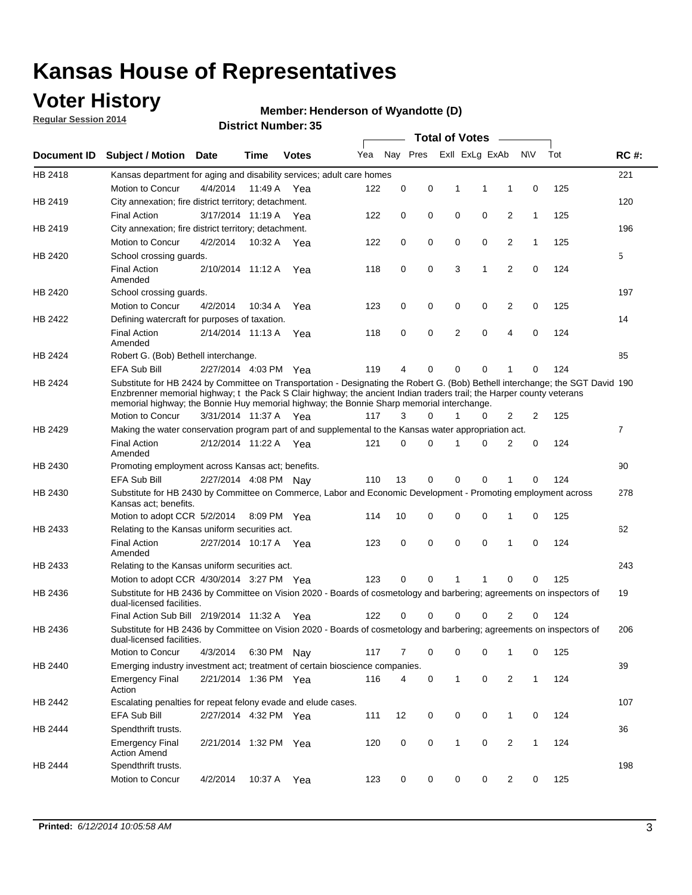# Kansas House of Representatives

## Voter History

**Regular Session 2014**

**Member: Henderson of Wyandotte (D)**

**District Number: 35**

| Document ID | Subject / Motion | Date | Time | Votes | Yea | Nay | Pres | ExlI | ExLg | ExAb | N\V | Tot | RC #: |
|---|---|---|---|---|---|---|---|---|---|---|---|---|---|
| HB 2418 | Kansas department for aging and disability services; adult care homes | | | | | | | | | | | | 221 |
| | Motion to Concur | 4/4/2014 | 11:49 A | Yea | 122 | 0 | 0 | 1 | 1 | 1 | 0 | 125 | |
| HB 2419 | City annexation; fire district territory; detachment. | | | | | | | | | | | | 120 |
| | Final Action | 3/17/2014 | 11:19 A | Yea | 122 | 0 | 0 | 0 | 0 | 2 | 1 | 125 | |
| HB 2419 | City annexation; fire district territory; detachment. | | | | | | | | | | | | 196 |
| | Motion to Concur | 4/2/2014 | 10:32 A | Yea | 122 | 0 | 0 | 0 | 0 | 2 | 1 | 125 | |
| HB 2420 | School crossing guards. | | | | | | | | | | | | 5 |
| | Final Action Amended | 2/10/2014 | 11:12 A | Yea | 118 | 0 | 0 | 3 | 1 | 2 | 0 | 124 | |
| HB 2420 | School crossing guards. | | | | | | | | | | | | 197 |
| | Motion to Concur | 4/2/2014 | 10:34 A | Yea | 123 | 0 | 0 | 0 | 0 | 2 | 0 | 125 | |
| HB 2422 | Defining watercraft for purposes of taxation. | | | | | | | | | | | | 14 |
| | Final Action Amended | 2/14/2014 | 11:13 A | Yea | 118 | 0 | 0 | 2 | 0 | 4 | 0 | 124 | |
| HB 2424 | Robert G. (Bob) Bethell interchange. | | | | | | | | | | | | 85 |
| | EFA Sub Bill | 2/27/2014 | 4:03 PM | Yea | 119 | 4 | 0 | 0 | 0 | 1 | 0 | 124 | |
| HB 2424 | Substitute for HB 2424 by Committee on Transportation - Designating the Robert G. (Bob) Bethell interchange; the SGT David Enzbrenner memorial highway; t the Pack S Clair highway; the ancient Indian traders trail; the Harper county veterans memorial highway; the Bonnie Huy memorial highway; the Bonnie Sharp memorial interchange. | | | | | | | | | | | | 190 |
| | Motion to Concur | 3/31/2014 | 11:37 A | Yea | 117 | 3 | 0 | 1 | 0 | 2 | 2 | 125 | |
| HB 2429 | Making the water conservation program part of and supplemental to the Kansas water appropriation act. | | | | | | | | | | | | 7 |
| | Final Action Amended | 2/12/2014 | 11:22 A | Yea | 121 | 0 | 0 | 1 | 0 | 2 | 0 | 124 | |
| HB 2430 | Promoting employment across Kansas act; benefits. | | | | | | | | | | | | 90 |
| | EFA Sub Bill | 2/27/2014 | 4:08 PM | Nay | 110 | 13 | 0 | 0 | 0 | 1 | 0 | 124 | |
| HB 2430 | Substitute for HB 2430 by Committee on Commerce, Labor and Economic Development - Promoting employment across Kansas act; benefits. | | | | | | | | | | | | 278 |
| | Motion to adopt CCR | 5/2/2014 | 8:09 PM | Yea | 114 | 10 | 0 | 0 | 0 | 1 | 0 | 125 | |
| HB 2433 | Relating to the Kansas uniform securities act. | | | | | | | | | | | | 62 |
| | Final Action Amended | 2/27/2014 | 10:17 A | Yea | 123 | 0 | 0 | 0 | 0 | 1 | 0 | 124 | |
| HB 2433 | Relating to the Kansas uniform securities act. | | | | | | | | | | | | 243 |
| | Motion to adopt CCR | 4/30/2014 | 3:27 PM | Yea | 123 | 0 | 0 | 1 | 1 | 0 | 0 | 125 | |
| HB 2436 | Substitute for HB 2436 by Committee on Vision 2020 - Boards of cosmetology and barbering; agreements on inspectors of dual-licensed facilities. | | | | | | | | | | | | 19 |
| | Final Action Sub Bill | 2/19/2014 | 11:32 A | Yea | 122 | 0 | 0 | 0 | 0 | 2 | 0 | 124 | |
| HB 2436 | Substitute for HB 2436 by Committee on Vision 2020 - Boards of cosmetology and barbering; agreements on inspectors of dual-licensed facilities. | | | | | | | | | | | | 206 |
| | Motion to Concur | 4/3/2014 | 6:30 PM | Nay | 117 | 7 | 0 | 0 | 0 | 1 | 0 | 125 | |
| HB 2440 | Emerging industry investment act; treatment of certain bioscience companies. | | | | | | | | | | | | 39 |
| | Emergency Final Action | 2/21/2014 | 1:36 PM | Yea | 116 | 4 | 0 | 1 | 0 | 2 | 1 | 124 | |
| HB 2442 | Escalating penalties for repeat felony evade and elude cases. | | | | | | | | | | | | 107 |
| | EFA Sub Bill | 2/27/2014 | 4:32 PM | Yea | 111 | 12 | 0 | 0 | 0 | 1 | 0 | 124 | |
| HB 2444 | Spendthrift trusts. | | | | | | | | | | | | 36 |
| | Emergency Final Action Amend | 2/21/2014 | 1:32 PM | Yea | 120 | 0 | 0 | 1 | 0 | 2 | 1 | 124 | |
| HB 2444 | Spendthrift trusts. | | | | | | | | | | | | 198 |
| | Motion to Concur | 4/2/2014 | 10:37 A | Yea | 123 | 0 | 0 | 0 | 0 | 2 | 0 | 125 | |

**Printed:** *6/12/2014 10:05:58 AM*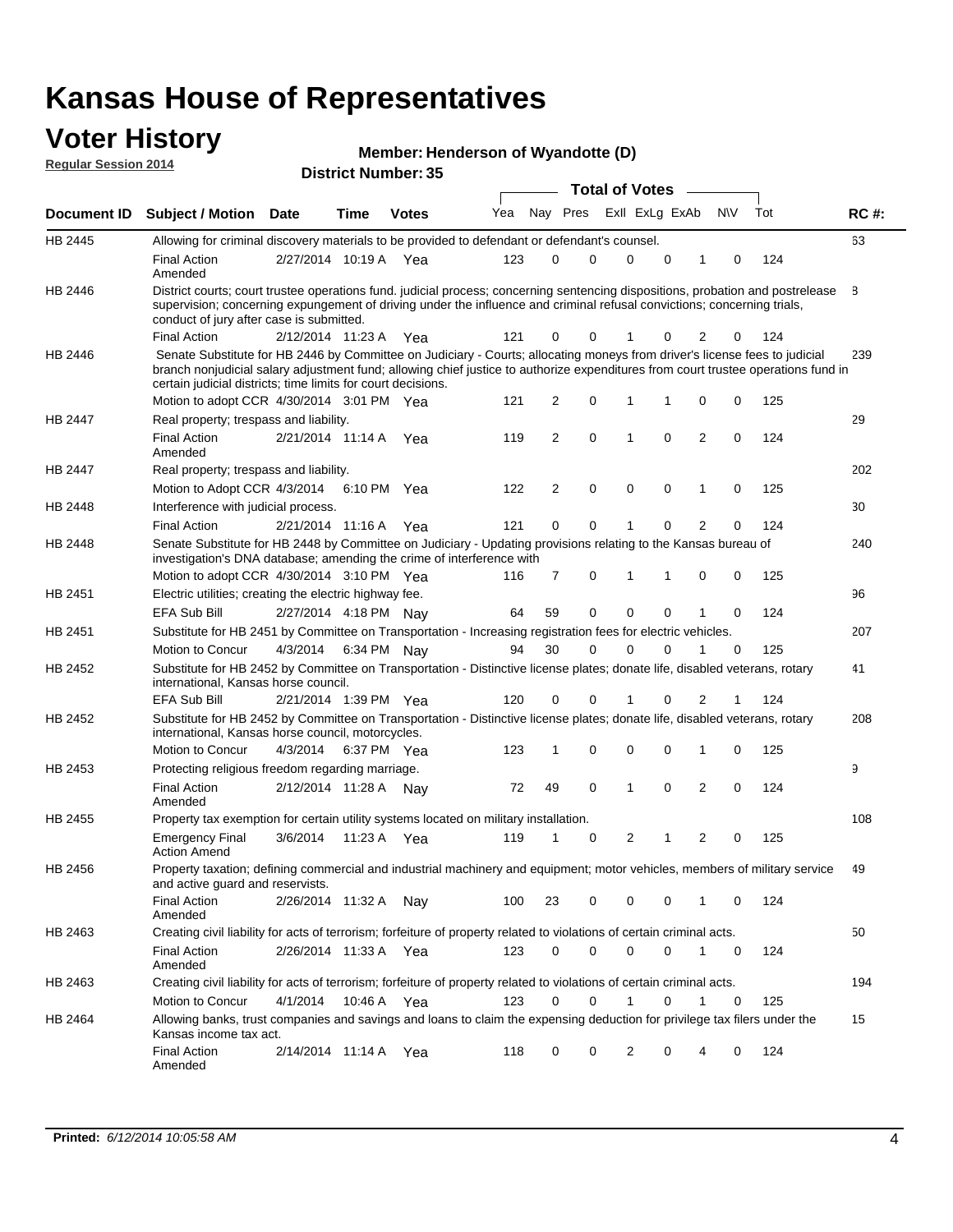# Kansas House of Representatives

## Voter History

**Regular Session 2014**

**Member: Henderson of Wyandotte (D)**

**District Number: 35**

| Document ID | Subject / Motion | Date | Time | Votes | Yea | Nay | Pres | ExII | ExLg | ExAb | N\V | Tot | RC #: |
|---|---|---|---|---|---|---|---|---|---|---|---|---|---|
| HB 2445 | Allowing for criminal discovery materials to be provided to defendant or defendant's counsel. | | | | | | | | | | | | 63 |
| | Final Action Amended | 2/27/2014 | 10:19 A | Yea | 123 | 0 | 0 | 0 | 0 | 1 | 0 | 124 | |
| HB 2446 | District courts; court trustee operations fund. judicial process; concerning sentencing dispositions, probation and postrelease supervision; concerning expungement of driving under the influence and criminal refusal convictions; concerning trials, conduct of jury after case is submitted. | | | | | | | | | | | | 8 |
| | Final Action | 2/12/2014 | 11:23 A | Yea | 121 | 0 | 0 | 1 | 0 | 2 | 0 | 124 | |
| HB 2446 | Senate Substitute for HB 2446 by Committee on Judiciary - Courts; allocating moneys from driver's license fees to judicial branch nonjudicial salary adjustment fund; allowing chief justice to authorize expenditures from court trustee operations fund in certain judicial districts; time limits for court decisions. | | | | | | | | | | | | 239 |
| | Motion to adopt CCR | 4/30/2014 | 3:01 PM | Yea | 121 | 2 | 0 | 1 | 1 | 0 | 0 | 125 | |
| HB 2447 | Real property; trespass and liability. | | | | | | | | | | | | 29 |
| | Final Action Amended | 2/21/2014 | 11:14 A | Yea | 119 | 2 | 0 | 1 | 0 | 2 | 0 | 124 | |
| HB 2447 | Real property; trespass and liability. | | | | | | | | | | | | 202 |
| | Motion to Adopt CCR | 4/3/2014 | 6:10 PM | Yea | 122 | 2 | 0 | 0 | 0 | 1 | 0 | 125 | |
| HB 2448 | Interference with judicial process. | | | | | | | | | | | | 30 |
| | Final Action | 2/21/2014 | 11:16 A | Yea | 121 | 0 | 0 | 1 | 0 | 2 | 0 | 124 | |
| HB 2448 | Senate Substitute for HB 2448 by Committee on Judiciary - Updating provisions relating to the Kansas bureau of investigation's DNA database; amending the crime of interference with | | | | | | | | | | | | 240 |
| | Motion to adopt CCR | 4/30/2014 | 3:10 PM | Yea | 116 | 7 | 0 | 1 | 1 | 0 | 0 | 125 | |
| HB 2451 | Electric utilities; creating the electric highway fee. | | | | | | | | | | | | 96 |
| | EFA Sub Bill | 2/27/2014 | 4:18 PM | Nay | 64 | 59 | 0 | 0 | 0 | 1 | 0 | 124 | |
| HB 2451 | Substitute for HB 2451 by Committee on Transportation - Increasing registration fees for electric vehicles. | | | | | | | | | | | | 207 |
| | Motion to Concur | 4/3/2014 | 6:34 PM | Nay | 94 | 30 | 0 | 0 | 0 | 1 | 0 | 125 | |
| HB 2452 | Substitute for HB 2452 by Committee on Transportation - Distinctive license plates; donate life, disabled veterans, rotary international, Kansas horse council. | | | | | | | | | | | | 41 |
| | EFA Sub Bill | 2/21/2014 | 1:39 PM | Yea | 120 | 0 | 0 | 1 | 0 | 2 | 1 | 124 | |
| HB 2452 | Substitute for HB 2452 by Committee on Transportation - Distinctive license plates; donate life, disabled veterans, rotary international, Kansas horse council, motorcycles. | | | | | | | | | | | | 208 |
| | Motion to Concur | 4/3/2014 | 6:37 PM | Yea | 123 | 1 | 0 | 0 | 0 | 1 | 0 | 125 | |
| HB 2453 | Protecting religious freedom regarding marriage. | | | | | | | | | | | | 9 |
| | Final Action Amended | 2/12/2014 | 11:28 A | Nay | 72 | 49 | 0 | 1 | 0 | 2 | 0 | 124 | |
| HB 2455 | Property tax exemption for certain utility systems located on military installation. | | | | | | | | | | | | 108 |
| | Emergency Final Action Amend | 3/6/2014 | 11:23 A | Yea | 119 | 1 | 0 | 2 | 1 | 2 | 0 | 125 | |
| HB 2456 | Property taxation; defining commercial and industrial machinery and equipment; motor vehicles, members of military service and active guard and reservists. | | | | | | | | | | | | 49 |
| | Final Action Amended | 2/26/2014 | 11:32 A | Nay | 100 | 23 | 0 | 0 | 0 | 1 | 0 | 124 | |
| HB 2463 | Creating civil liability for acts of terrorism; forfeiture of property related to violations of certain criminal acts. | | | | | | | | | | | | 50 |
| | Final Action Amended | 2/26/2014 | 11:33 A | Yea | 123 | 0 | 0 | 0 | 0 | 1 | 0 | 124 | |
| HB 2463 | Creating civil liability for acts of terrorism; forfeiture of property related to violations of certain criminal acts. | | | | | | | | | | | | 194 |
| | Motion to Concur | 4/1/2014 | 10:46 A | Yea | 123 | 0 | 0 | 1 | 0 | 1 | 0 | 125 | |
| HB 2464 | Allowing banks, trust companies and savings and loans to claim the expensing deduction for privilege tax filers under the Kansas income tax act. | | | | | | | | | | | | 15 |
| | Final Action Amended | 2/14/2014 | 11:14 A | Yea | 118 | 0 | 0 | 2 | 0 | 4 | 0 | 124 | |

**Printed:** *6/12/2014 10:05:58 AM*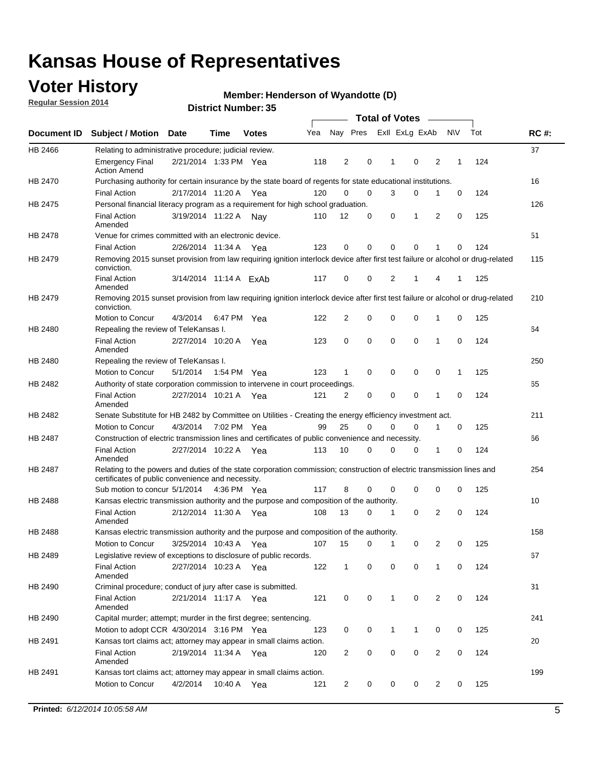# Kansas House of Representatives

## Voter History

**Regular Session 2014**

**Member: Henderson of Wyandotte (D)**

**District Number: 35**

| Document ID | Subject / Motion | Date | Time | Votes | Yea | Nay | Pres | ExlI | ExLg | ExAb | N\V | Tot | RC #: |
|---|---|---|---|---|---|---|---|---|---|---|---|---|---|
| HB 2466 | Relating to administrative procedure; judicial review. | | | | | | | | | | | | 37 |
| | Emergency Final Action Amend | 2/21/2014 | 1:33 PM | Yea | 118 | 2 | 0 | 1 | 0 | 2 | 1 | 124 | |
| HB 2470 | Purchasing authority for certain insurance by the state board of regents for state educational institutions. | | | | | | | | | | | | 16 |
| | Final Action | 2/17/2014 | 11:20 A | Yea | 120 | 0 | 0 | 3 | 0 | 1 | 0 | 124 | |
| HB 2475 | Personal financial literacy program as a requirement for high school graduation. | | | | | | | | | | | | 126 |
| | Final Action Amended | 3/19/2014 | 11:22 A | Nay | 110 | 12 | 0 | 0 | 1 | 2 | 0 | 125 | |
| HB 2478 | Venue for crimes committed with an electronic device. | | | | | | | | | | | | 51 |
| | Final Action | 2/26/2014 | 11:34 A | Yea | 123 | 0 | 0 | 0 | 0 | 1 | 0 | 124 | |
| HB 2479 | Removing 2015 sunset provision from law requiring ignition interlock device after first test failure or alcohol or drug-related conviction. | | | | | | | | | | | | 115 |
| | Final Action Amended | 3/14/2014 | 11:14 A | ExAb | 117 | 0 | 0 | 2 | 1 | 4 | 1 | 125 | |
| HB 2479 | Removing 2015 sunset provision from law requiring ignition interlock device after first test failure or alcohol or drug-related conviction. | | | | | | | | | | | | 210 |
| | Motion to Concur | 4/3/2014 | 6:47 PM | Yea | 122 | 2 | 0 | 0 | 0 | 1 | 0 | 125 | |
| HB 2480 | Repealing the review of TeleKansas I. | | | | | | | | | | | | 64 |
| | Final Action Amended | 2/27/2014 | 10:20 A | Yea | 123 | 0 | 0 | 0 | 0 | 1 | 0 | 124 | |
| HB 2480 | Repealing the review of TeleKansas I. | | | | | | | | | | | | 250 |
| | Motion to Concur | 5/1/2014 | 1:54 PM | Yea | 123 | 1 | 0 | 0 | 0 | 0 | 1 | 125 | |
| HB 2482 | Authority of state corporation commission to intervene in court proceedings. | | | | | | | | | | | | 65 |
| | Final Action Amended | 2/27/2014 | 10:21 A | Yea | 121 | 2 | 0 | 0 | 0 | 1 | 0 | 124 | |
| HB 2482 | Senate Substitute for HB 2482 by Committee on Utilities - Creating the energy efficiency investment act. | | | | | | | | | | | | 211 |
| | Motion to Concur | 4/3/2014 | 7:02 PM | Yea | 99 | 25 | 0 | 0 | 0 | 1 | 0 | 125 | |
| HB 2487 | Construction of electric transmission lines and certificates of public convenience and necessity. | | | | | | | | | | | | 66 |
| | Final Action Amended | 2/27/2014 | 10:22 A | Yea | 113 | 10 | 0 | 0 | 0 | 1 | 0 | 124 | |
| HB 2487 | Relating to the powers and duties of the state corporation commission; construction of electric transmission lines and certificates of public convenience and necessity. | | | | | | | | | | | | 254 |
| | Sub motion to concur | 5/1/2014 | 4:36 PM | Yea | 117 | 8 | 0 | 0 | 0 | 0 | 0 | 125 | |
| HB 2488 | Kansas electric transmission authority and the purpose and composition of the authority. | | | | | | | | | | | | 10 |
| | Final Action Amended | 2/12/2014 | 11:30 A | Yea | 108 | 13 | 0 | 1 | 0 | 2 | 0 | 124 | |
| HB 2488 | Kansas electric transmission authority and the purpose and composition of the authority. | | | | | | | | | | | | 158 |
| | Motion to Concur | 3/25/2014 | 10:43 A | Yea | 107 | 15 | 0 | 1 | 0 | 2 | 0 | 125 | |
| HB 2489 | Legislative review of exceptions to disclosure of public records. | | | | | | | | | | | | 67 |
| | Final Action Amended | 2/27/2014 | 10:23 A | Yea | 122 | 1 | 0 | 0 | 0 | 1 | 0 | 124 | |
| HB 2490 | Criminal procedure; conduct of jury after case is submitted. | | | | | | | | | | | | 31 |
| | Final Action Amended | 2/21/2014 | 11:17 A | Yea | 121 | 0 | 0 | 1 | 0 | 2 | 0 | 124 | |
| HB 2490 | Capital murder; attempt; murder in the first degree; sentencing. | | | | | | | | | | | | 241 |
| | Motion to adopt CCR | 4/30/2014 | 3:16 PM | Yea | 123 | 0 | 0 | 1 | 1 | 0 | 0 | 125 | |
| HB 2491 | Kansas tort claims act; attorney may appear in small claims action. | | | | | | | | | | | | 20 |
| | Final Action Amended | 2/19/2014 | 11:34 A | Yea | 120 | 2 | 0 | 0 | 0 | 2 | 0 | 124 | |
| HB 2491 | Kansas tort claims act; attorney may appear in small claims action. | | | | | | | | | | | | 199 |
| | Motion to Concur | 4/2/2014 | 10:40 A | Yea | 121 | 2 | 0 | 0 | 0 | 2 | 0 | 125 | |

**Printed:** *6/12/2014 10:05:58 AM*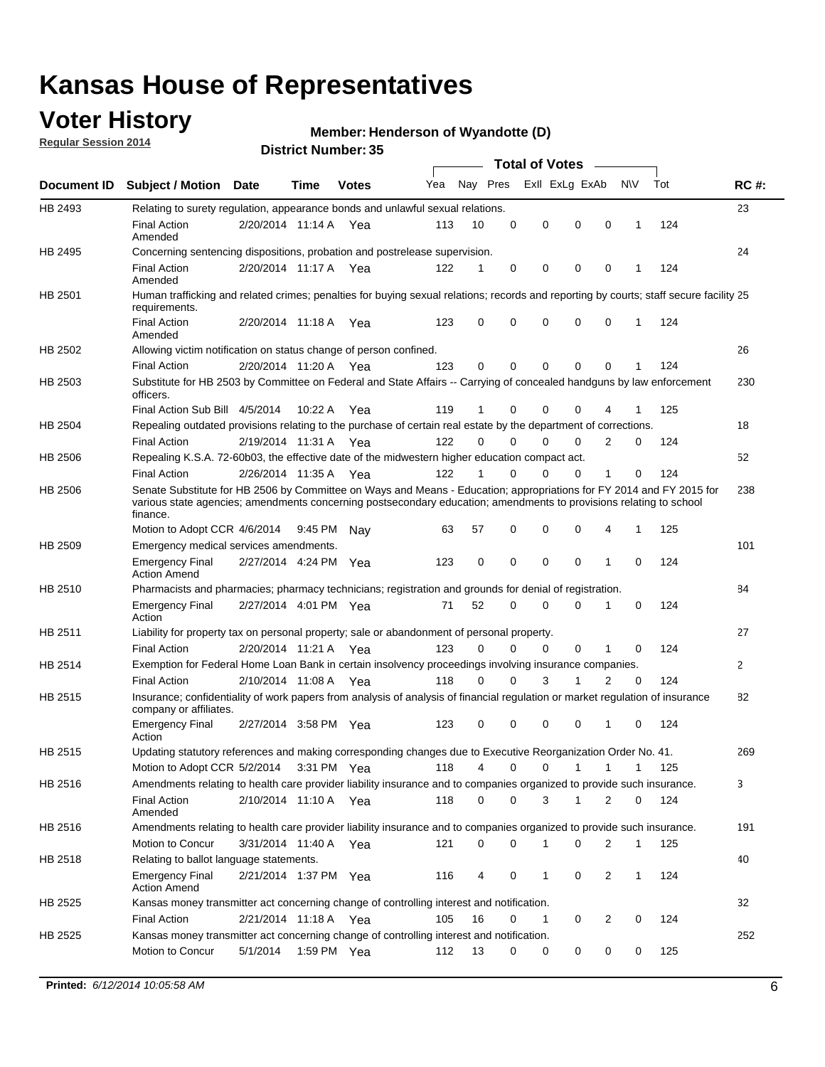# Kansas House of Representatives

## Voter History

**Regular Session 2014**

**Member: Henderson of Wyandotte (D)**

**District Number: 35**

| Document ID | Subject / Motion | Date | Time | Votes | Yea | Nay | Pres | ExII | ExLg | ExAb | N\V | Tot | RC #: |
|---|---|---|---|---|---|---|---|---|---|---|---|---|---|
| HB 2493 | Relating to surety regulation, appearance bonds and unlawful sexual relations. | | | | | | | | | | | | 23 |
| | Final Action Amended | 2/20/2014 | 11:14 A | Yea | 113 | 10 | 0 | 0 | 0 | 0 | 1 | 124 | |
| HB 2495 | Concerning sentencing dispositions, probation and postrelease supervision. | | | | | | | | | | | | 24 |
| | Final Action Amended | 2/20/2014 | 11:17 A | Yea | 122 | 1 | 0 | 0 | 0 | 0 | 1 | 124 | |
| HB 2501 | Human trafficking and related crimes; penalties for buying sexual relations; records and reporting by courts; staff secure facility requirements. | | | | | | | | | | | | 25 |
| | Final Action Amended | 2/20/2014 | 11:18 A | Yea | 123 | 0 | 0 | 0 | 0 | 0 | 1 | 124 | |
| HB 2502 | Allowing victim notification on status change of person confined. | | | | | | | | | | | | 26 |
| | Final Action | 2/20/2014 | 11:20 A | Yea | 123 | 0 | 0 | 0 | 0 | 0 | 1 | 124 | |
| HB 2503 | Substitute for HB 2503 by Committee on Federal and State Affairs -- Carrying of concealed handguns by law enforcement officers. | | | | | | | | | | | | 230 |
| | Final Action Sub Bill | 4/5/2014 | 10:22 A | Yea | 119 | 1 | 0 | 0 | 0 | 4 | 1 | 125 | |
| HB 2504 | Repealing outdated provisions relating to the purchase of certain real estate by the department of corrections. | | | | | | | | | | | | 18 |
| | Final Action | 2/19/2014 | 11:31 A | Yea | 122 | 0 | 0 | 0 | 0 | 2 | 0 | 124 | |
| HB 2506 | Repealing K.S.A. 72-60b03, the effective date of the midwestern higher education compact act. | | | | | | | | | | | | 52 |
| | Final Action | 2/26/2014 | 11:35 A | Yea | 122 | 1 | 0 | 0 | 0 | 1 | 0 | 124 | |
| HB 2506 | Senate Substitute for HB 2506 by Committee on Ways and Means - Education; appropriations for FY 2014 and FY 2015 for various state agencies; amendments concerning postsecondary education; amendments to provisions relating to school finance. | | | | | | | | | | | | 238 |
| | Motion to Adopt CCR | 4/6/2014 | 9:45 PM | Nay | 63 | 57 | 0 | 0 | 0 | 4 | 1 | 125 | |
| HB 2509 | Emergency medical services amendments. | | | | | | | | | | | | 101 |
| | Emergency Final Action Amend | 2/27/2014 | 4:24 PM | Yea | 123 | 0 | 0 | 0 | 0 | 1 | 0 | 124 | |
| HB 2510 | Pharmacists and pharmacies; pharmacy technicians; registration and grounds for denial of registration. | | | | | | | | | | | | 84 |
| | Emergency Final Action | 2/27/2014 | 4:01 PM | Yea | 71 | 52 | 0 | 0 | 0 | 1 | 0 | 124 | |
| HB 2511 | Liability for property tax on personal property; sale or abandonment of personal property. | | | | | | | | | | | | 27 |
| | Final Action | 2/20/2014 | 11:21 A | Yea | 123 | 0 | 0 | 0 | 0 | 1 | 0 | 124 | |
| HB 2514 | Exemption for Federal Home Loan Bank in certain insolvency proceedings involving insurance companies. | | | | | | | | | | | | 2 |
| | Final Action | 2/10/2014 | 11:08 A | Yea | 118 | 0 | 0 | 3 | 1 | 2 | 0 | 124 | |
| HB 2515 | Insurance; confidentiality of work papers from analysis of analysis of financial regulation or market regulation of insurance company or affiliates. | | | | | | | | | | | | 82 |
| | Emergency Final Action | 2/27/2014 | 3:58 PM | Yea | 123 | 0 | 0 | 0 | 0 | 1 | 0 | 124 | |
| HB 2515 | Updating statutory references and making corresponding changes due to Executive Reorganization Order No. 41. | | | | | | | | | | | | 269 |
| | Motion to Adopt CCR | 5/2/2014 | 3:31 PM | Yea | 118 | 4 | 0 | 0 | 1 | 1 | 1 | 125 | |
| HB 2516 | Amendments relating to health care provider liability insurance and to companies organized to provide such insurance. | | | | | | | | | | | | 3 |
| | Final Action Amended | 2/10/2014 | 11:10 A | Yea | 118 | 0 | 0 | 3 | 1 | 2 | 0 | 124 | |
| HB 2516 | Amendments relating to health care provider liability insurance and to companies organized to provide such insurance. | | | | | | | | | | | | 191 |
| | Motion to Concur | 3/31/2014 | 11:40 A | Yea | 121 | 0 | 0 | 1 | 0 | 2 | 1 | 125 | |
| HB 2518 | Relating to ballot language statements. | | | | | | | | | | | | 40 |
| | Emergency Final Action Amend | 2/21/2014 | 1:37 PM | Yea | 116 | 4 | 0 | 1 | 0 | 2 | 1 | 124 | |
| HB 2525 | Kansas money transmitter act concerning change of controlling interest and notification. | | | | | | | | | | | | 32 |
| | Final Action | 2/21/2014 | 11:18 A | Yea | 105 | 16 | 0 | 1 | 0 | 2 | 0 | 124 | |
| HB 2525 | Kansas money transmitter act concerning change of controlling interest and notification. | | | | | | | | | | | | 252 |
| | Motion to Concur | 5/1/2014 | 1:59 PM | Yea | 112 | 13 | 0 | 0 | 0 | 0 | 0 | 125 | |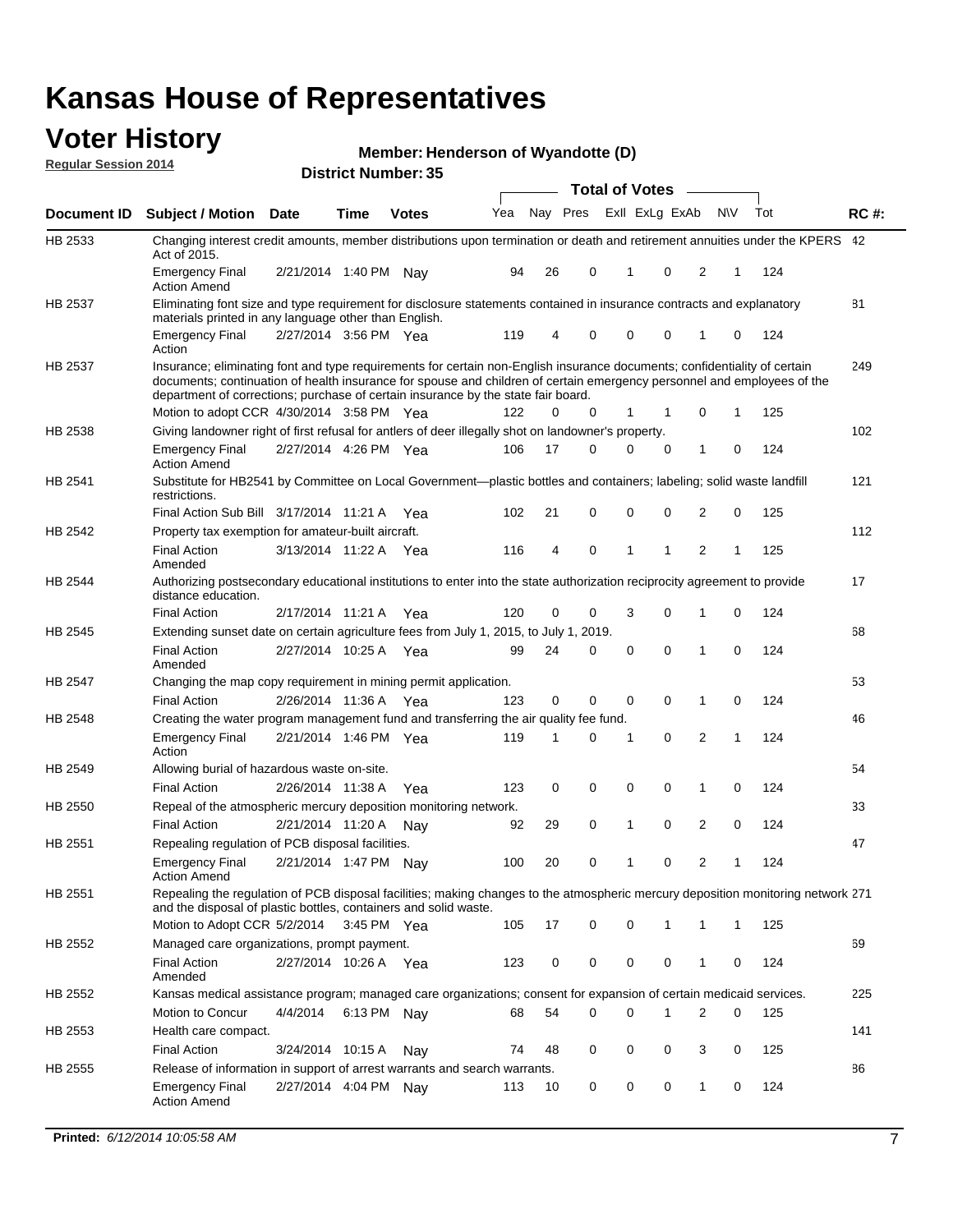# Kansas House of Representatives

## Voter History

**Regular Session 2014**

**Member: Henderson of Wyandotte (D)**

**District Number: 35**

| Document ID | Subject / Motion | Date | Time | Votes | Yea | Nay | Pres | ExII | ExLg | ExAb | N\V | Tot | RC #: |
|---|---|---|---|---|---|---|---|---|---|---|---|---|---|
| HB 2533 | Changing interest credit amounts, member distributions upon termination or death and retirement annuities under the KPERS Act of 2015. | | | | | | | | | | | | 42 |
| | Emergency Final Action Amend | 2/21/2014 | 1:40 PM | Nay | 94 | 26 | 0 | 1 | 0 | 2 | 1 | 124 | |
| HB 2537 | Eliminating font size and type requirement for disclosure statements contained in insurance contracts and explanatory materials printed in any language other than English. | | | | | | | | | | | | 81 |
| | Emergency Final Action | 2/27/2014 | 3:56 PM | Yea | 119 | 4 | 0 | 0 | 0 | 1 | 0 | 124 | |
| HB 2537 | Insurance; eliminating font and type requirements for certain non-English insurance documents; confidentiality of certain documents; continuation of health insurance for spouse and children of certain emergency personnel and employees of the department of corrections; purchase of certain insurance by the state fair board. | | | | | | | | | | | | 249 |
| | Motion to adopt CCR | 4/30/2014 | 3:58 PM | Yea | 122 | 0 | 0 | 1 | 1 | 0 | 1 | 125 | |
| HB 2538 | Giving landowner right of first refusal for antlers of deer illegally shot on landowner's property. | | | | | | | | | | | | 102 |
| | Emergency Final Action Amend | 2/27/2014 | 4:26 PM | Yea | 106 | 17 | 0 | 0 | 0 | 1 | 0 | 124 | |
| HB 2541 | Substitute for HB2541 by Committee on Local Government—plastic bottles and containers; labeling; solid waste landfill restrictions. | | | | | | | | | | | | 121 |
| | Final Action Sub Bill | 3/17/2014 | 11:21 A | Yea | 102 | 21 | 0 | 0 | 0 | 2 | 0 | 125 | |
| HB 2542 | Property tax exemption for amateur-built aircraft. | | | | | | | | | | | | 112 |
| | Final Action Amended | 3/13/2014 | 11:22 A | Yea | 116 | 4 | 0 | 1 | 1 | 2 | 1 | 125 | |
| HB 2544 | Authorizing postsecondary educational institutions to enter into the state authorization reciprocity agreement to provide distance education. | | | | | | | | | | | | 17 |
| | Final Action | 2/17/2014 | 11:21 A | Yea | 120 | 0 | 0 | 3 | 0 | 1 | 0 | 124 | |
| HB 2545 | Extending sunset date on certain agriculture fees from July 1, 2015, to July 1, 2019. | | | | | | | | | | | | 68 |
| | Final Action Amended | 2/27/2014 | 10:25 A | Yea | 99 | 24 | 0 | 0 | 0 | 1 | 0 | 124 | |
| HB 2547 | Changing the map copy requirement in mining permit application. | | | | | | | | | | | | 53 |
| | Final Action | 2/26/2014 | 11:36 A | Yea | 123 | 0 | 0 | 0 | 0 | 1 | 0 | 124 | |
| HB 2548 | Creating the water program management fund and transferring the air quality fee fund. | | | | | | | | | | | | 46 |
| | Emergency Final Action | 2/21/2014 | 1:46 PM | Yea | 119 | 1 | 0 | 1 | 0 | 2 | 1 | 124 | |
| HB 2549 | Allowing burial of hazardous waste on-site. | | | | | | | | | | | | 54 |
| | Final Action | 2/26/2014 | 11:38 A | Yea | 123 | 0 | 0 | 0 | 0 | 1 | 0 | 124 | |
| HB 2550 | Repeal of the atmospheric mercury deposition monitoring network. | | | | | | | | | | | | 33 |
| | Final Action | 2/21/2014 | 11:20 A | Nay | 92 | 29 | 0 | 1 | 0 | 2 | 0 | 124 | |
| HB 2551 | Repealing regulation of PCB disposal facilities. | | | | | | | | | | | | 47 |
| | Emergency Final Action Amend | 2/21/2014 | 1:47 PM | Nay | 100 | 20 | 0 | 1 | 0 | 2 | 1 | 124 | |
| HB 2551 | Repealing the regulation of PCB disposal facilities; making changes to the atmospheric mercury deposition monitoring network and the disposal of plastic bottles, containers and solid waste. | | | | | | | | | | | | 271 |
| | Motion to Adopt CCR | 5/2/2014 | 3:45 PM | Yea | 105 | 17 | 0 | 0 | 1 | 1 | 1 | 125 | |
| HB 2552 | Managed care organizations, prompt payment. | | | | | | | | | | | | 69 |
| | Final Action Amended | 2/27/2014 | 10:26 A | Yea | 123 | 0 | 0 | 0 | 0 | 1 | 0 | 124 | |
| HB 2552 | Kansas medical assistance program; managed care organizations; consent for expansion of certain medicaid services. | | | | | | | | | | | | 225 |
| | Motion to Concur | 4/4/2014 | 6:13 PM | Nay | 68 | 54 | 0 | 0 | 1 | 2 | 0 | 125 | |
| HB 2553 | Health care compact. | | | | | | | | | | | | 141 |
| | Final Action | 3/24/2014 | 10:15 A | Nay | 74 | 48 | 0 | 0 | 0 | 3 | 0 | 125 | |
| HB 2555 | Release of information in support of arrest warrants and search warrants. | | | | | | | | | | | | 86 |
| | Emergency Final Action Amend | 2/27/2014 | 4:04 PM | Nay | 113 | 10 | 0 | 0 | 0 | 1 | 0 | 124 | |

**Printed:** *6/12/2014 10:05:58 AM*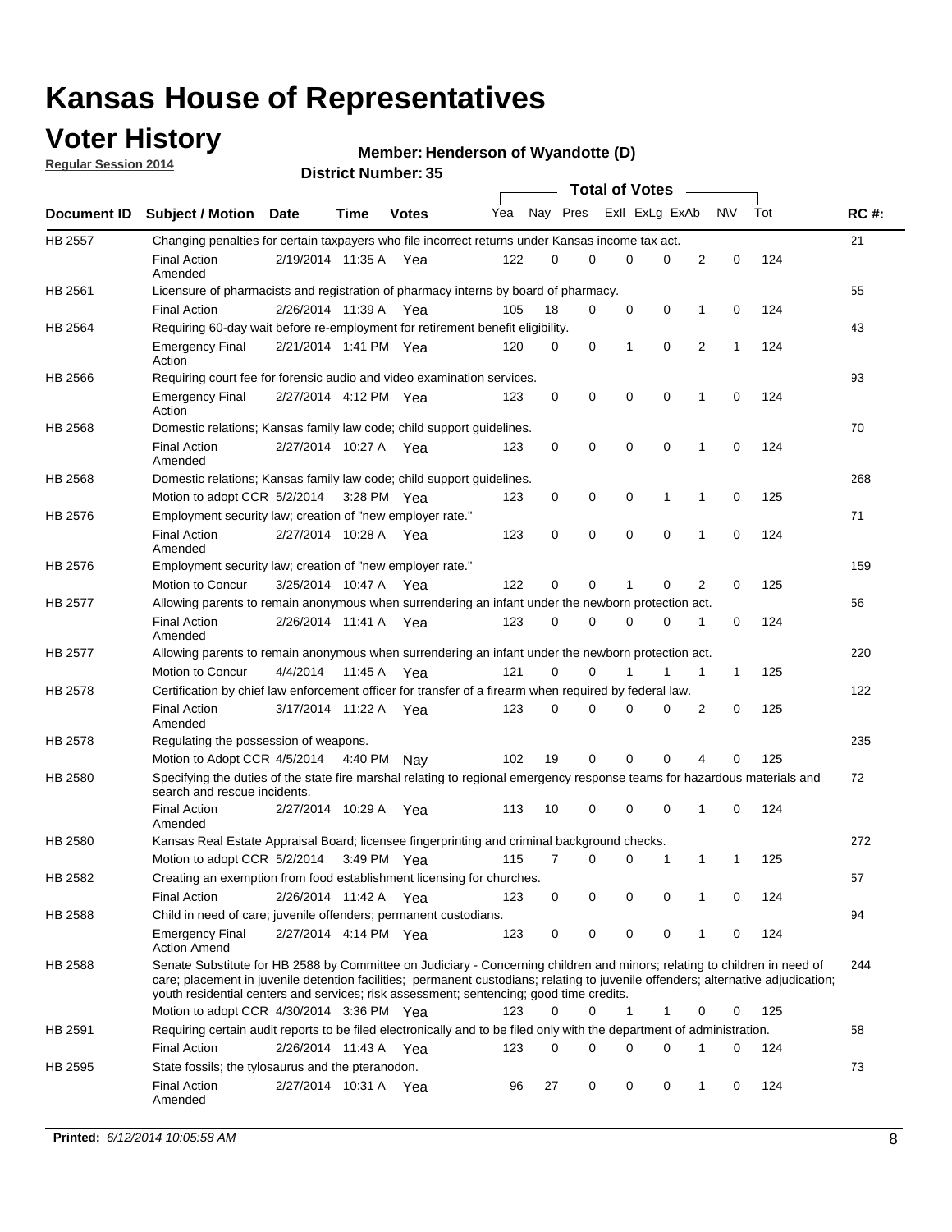# Kansas House of Representatives

## Voter History

**Regular Session 2014**

**Member: Henderson of Wyandotte (D)**

**District Number: 35**

| Document ID | Subject / Motion | Date | Time | Votes | Yea | Nay | Pres | ExII | ExLg | ExAb | N\V | Tot | RC #: |
|---|---|---|---|---|---|---|---|---|---|---|---|---|---|
| HB 2557 | Changing penalties for certain taxpayers who file incorrect returns under Kansas income tax act. | | | | | | | | | | | | 21 |
| | Final Action Amended | 2/19/2014 | 11:35 A | Yea | 122 | 0 | 0 | 0 | 0 | 2 | 0 | 124 | |
| HB 2561 | Licensure of pharmacists and registration of pharmacy interns by board of pharmacy. | | | | | | | | | | | | 55 |
| | Final Action | 2/26/2014 | 11:39 A | Yea | 105 | 18 | 0 | 0 | 0 | 1 | 0 | 124 | |
| HB 2564 | Requiring 60-day wait before re-employment for retirement benefit eligibility. | | | | | | | | | | | | 43 |
| | Emergency Final Action | 2/21/2014 | 1:41 PM | Yea | 120 | 0 | 0 | 1 | 0 | 2 | 1 | 124 | |
| HB 2566 | Requiring court fee for forensic audio and video examination services. | | | | | | | | | | | | 93 |
| | Emergency Final Action | 2/27/2014 | 4:12 PM | Yea | 123 | 0 | 0 | 0 | 0 | 1 | 0 | 124 | |
| HB 2568 | Domestic relations; Kansas family law code; child support guidelines. | | | | | | | | | | | | 70 |
| | Final Action Amended | 2/27/2014 | 10:27 A | Yea | 123 | 0 | 0 | 0 | 0 | 1 | 0 | 124 | |
| HB 2568 | Domestic relations; Kansas family law code; child support guidelines. | | | | | | | | | | | | 268 |
| | Motion to adopt CCR | 5/2/2014 | 3:28 PM | Yea | 123 | 0 | 0 | 0 | 1 | 1 | 0 | 125 | |
| HB 2576 | Employment security law; creation of "new employer rate." | | | | | | | | | | | | 71 |
| | Final Action Amended | 2/27/2014 | 10:28 A | Yea | 123 | 0 | 0 | 0 | 0 | 1 | 0 | 124 | |
| HB 2576 | Employment security law; creation of "new employer rate." | | | | | | | | | | | | 159 |
| | Motion to Concur | 3/25/2014 | 10:47 A | Yea | 122 | 0 | 0 | 1 | 0 | 2 | 0 | 125 | |
| HB 2577 | Allowing parents to remain anonymous when surrendering an infant under the newborn protection act. | | | | | | | | | | | | 56 |
| | Final Action Amended | 2/26/2014 | 11:41 A | Yea | 123 | 0 | 0 | 0 | 0 | 1 | 0 | 124 | |
| HB 2577 | Allowing parents to remain anonymous when surrendering an infant under the newborn protection act. | | | | | | | | | | | | 220 |
| | Motion to Concur | 4/4/2014 | 11:45 A | Yea | 121 | 0 | 0 | 1 | 1 | 1 | 1 | 125 | |
| HB 2578 | Certification by chief law enforcement officer for transfer of a firearm when required by federal law. | | | | | | | | | | | | 122 |
| | Final Action Amended | 3/17/2014 | 11:22 A | Yea | 123 | 0 | 0 | 0 | 0 | 2 | 0 | 125 | |
| HB 2578 | Regulating the possession of weapons. | | | | | | | | | | | | 235 |
| | Motion to Adopt CCR | 4/5/2014 | 4:40 PM | Nay | 102 | 19 | 0 | 0 | 0 | 4 | 0 | 125 | |
| HB 2580 | Specifying the duties of the state fire marshal relating to regional emergency response teams for hazardous materials and search and rescue incidents. | | | | | | | | | | | | 72 |
| | Final Action Amended | 2/27/2014 | 10:29 A | Yea | 113 | 10 | 0 | 0 | 0 | 1 | 0 | 124 | |
| HB 2580 | Kansas Real Estate Appraisal Board; licensee fingerprinting and criminal background checks. | | | | | | | | | | | | 272 |
| | Motion to adopt CCR | 5/2/2014 | 3:49 PM | Yea | 115 | 7 | 0 | 0 | 1 | 1 | 1 | 125 | |
| HB 2582 | Creating an exemption from food establishment licensing for churches. | | | | | | | | | | | | 57 |
| | Final Action | 2/26/2014 | 11:42 A | Yea | 123 | 0 | 0 | 0 | 0 | 1 | 0 | 124 | |
| HB 2588 | Child in need of care; juvenile offenders; permanent custodians. | | | | | | | | | | | | 94 |
| | Emergency Final Action Amend | 2/27/2014 | 4:14 PM | Yea | 123 | 0 | 0 | 0 | 0 | 1 | 0 | 124 | |
| HB 2588 | Senate Substitute for HB 2588 by Committee on Judiciary - Concerning children and minors; relating to children in need of care; placement in juvenile detention facilities; permanent custodians; relating to juvenile offenders; alternative adjudication; youth residential centers and services; risk assessment; sentencing; good time credits. | | | | | | | | | | | | 244 |
| | Motion to adopt CCR | 4/30/2014 | 3:36 PM | Yea | 123 | 0 | 0 | 1 | 1 | 0 | 0 | 125 | |
| HB 2591 | Requiring certain audit reports to be filed electronically and to be filed only with the department of administration. | | | | | | | | | | | | 58 |
| | Final Action | 2/26/2014 | 11:43 A | Yea | 123 | 0 | 0 | 0 | 0 | 1 | 0 | 124 | |
| HB 2595 | State fossils; the tylosaurus and the pteranodon. | | | | | | | | | | | | 73 |
| | Final Action Amended | 2/27/2014 | 10:31 A | Yea | 96 | 27 | 0 | 0 | 0 | 1 | 0 | 124 | |

**Printed:** *6/12/2014 10:05:58 AM*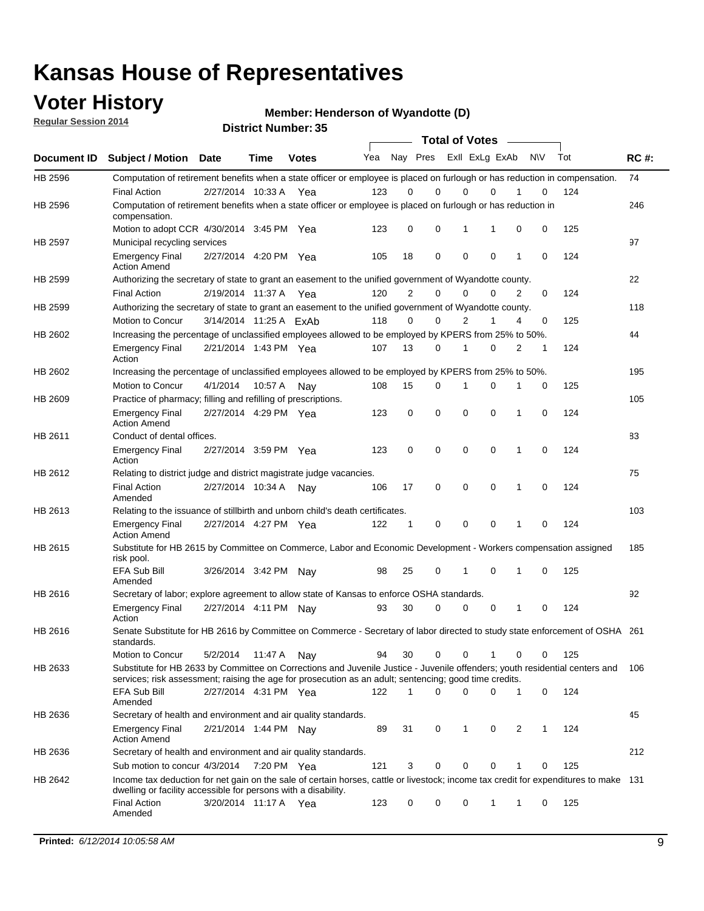# Kansas House of Representatives

## Voter History

**Regular Session 2014**

**Member: Henderson of Wyandotte (D)**

**District Number: 35**

| Document ID | Subject / Motion | Date | Time | Votes | Yea | Nay | Pres | ExII | ExLg | ExAb | N\V | Tot | RC #: |
|---|---|---|---|---|---|---|---|---|---|---|---|---|---|
| HB 2596 | Computation of retirement benefits when a state officer or employee is placed on furlough or has reduction in compensation. | | | | | | | | | | | | 74 |
| | Final Action | 2/27/2014 | 10:33 A | Yea | 123 | 0 | 0 | 0 | 0 | 1 | 0 | 124 | |
| HB 2596 | Computation of retirement benefits when a state officer or employee is placed on furlough or has reduction in compensation. | | | | | | | | | | | | 246 |
| | Motion to adopt CCR | 4/30/2014 | 3:45 PM | Yea | 123 | 0 | 0 | 1 | 1 | 0 | 0 | 125 | |
| HB 2597 | Municipal recycling services | | | | | | | | | | | | 97 |
| | Emergency Final Action Amend | 2/27/2014 | 4:20 PM | Yea | 105 | 18 | 0 | 0 | 0 | 1 | 0 | 124 | |
| HB 2599 | Authorizing the secretary of state to grant an easement to the unified government of Wyandotte county. | | | | | | | | | | | | 22 |
| | Final Action | 2/19/2014 | 11:37 A | Yea | 120 | 2 | 0 | 0 | 0 | 2 | 0 | 124 | |
| HB 2599 | Authorizing the secretary of state to grant an easement to the unified government of Wyandotte county. | | | | | | | | | | | | 118 |
| | Motion to Concur | 3/14/2014 | 11:25 A | ExAb | 118 | 0 | 0 | 2 | 1 | 4 | 0 | 125 | |
| HB 2602 | Increasing the percentage of unclassified employees allowed to be employed by KPERS from 25% to 50%. | | | | | | | | | | | | 44 |
| | Emergency Final Action | 2/21/2014 | 1:43 PM | Yea | 107 | 13 | 0 | 1 | 0 | 2 | 1 | 124 | |
| HB 2602 | Increasing the percentage of unclassified employees allowed to be employed by KPERS from 25% to 50%. | | | | | | | | | | | | 195 |
| | Motion to Concur | 4/1/2014 | 10:57 A | Nay | 108 | 15 | 0 | 1 | 0 | 1 | 0 | 125 | |
| HB 2609 | Practice of pharmacy; filling and refilling of prescriptions. | | | | | | | | | | | | 105 |
| | Emergency Final Action Amend | 2/27/2014 | 4:29 PM | Yea | 123 | 0 | 0 | 0 | 0 | 1 | 0 | 124 | |
| HB 2611 | Conduct of dental offices. | | | | | | | | | | | | 83 |
| | Emergency Final Action | 2/27/2014 | 3:59 PM | Yea | 123 | 0 | 0 | 0 | 0 | 1 | 0 | 124 | |
| HB 2612 | Relating to district judge and district magistrate judge vacancies. | | | | | | | | | | | | 75 |
| | Final Action Amended | 2/27/2014 | 10:34 A | Nay | 106 | 17 | 0 | 0 | 0 | 1 | 0 | 124 | |
| HB 2613 | Relating to the issuance of stillbirth and unborn child's death certificates. | | | | | | | | | | | | 103 |
| | Emergency Final Action Amend | 2/27/2014 | 4:27 PM | Yea | 122 | 1 | 0 | 0 | 0 | 1 | 0 | 124 | |
| HB 2615 | Substitute for HB 2615 by Committee on Commerce, Labor and Economic Development - Workers compensation assigned risk pool. | | | | | | | | | | | | 185 |
| | EFA Sub Bill Amended | 3/26/2014 | 3:42 PM | Nay | 98 | 25 | 0 | 1 | 0 | 1 | 0 | 125 | |
| HB 2616 | Secretary of labor; explore agreement to allow state of Kansas to enforce OSHA standards. | | | | | | | | | | | | 92 |
| | Emergency Final Action | 2/27/2014 | 4:11 PM | Nay | 93 | 30 | 0 | 0 | 0 | 1 | 0 | 124 | |
| HB 2616 | Senate Substitute for HB 2616 by Committee on Commerce - Secretary of labor directed to study state enforcement of OSHA standards. | | | | | | | | | | | | 261 |
| | Motion to Concur | 5/2/2014 | 11:47 A | Nay | 94 | 30 | 0 | 0 | 1 | 0 | 0 | 125 | |
| HB 2633 | Substitute for HB 2633 by Committee on Corrections and Juvenile Justice - Juvenile offenders; youth residential centers and services; risk assessment; raising the age for prosecution as an adult; sentencing; good time credits. | | | | | | | | | | | | 106 |
| | EFA Sub Bill Amended | 2/27/2014 | 4:31 PM | Yea | 122 | 1 | 0 | 0 | 0 | 1 | 0 | 124 | |
| HB 2636 | Secretary of health and environment and air quality standards. | | | | | | | | | | | | 45 |
| | Emergency Final Action Amend | 2/21/2014 | 1:44 PM | Nay | 89 | 31 | 0 | 1 | 0 | 2 | 1 | 124 | |
| HB 2636 | Secretary of health and environment and air quality standards. | | | | | | | | | | | | 212 |
| | Sub motion to concur | 4/3/2014 | 7:20 PM | Yea | 121 | 3 | 0 | 0 | 0 | 1 | 0 | 125 | |
| HB 2642 | Income tax deduction for net gain on the sale of certain horses, cattle or livestock; income tax credit for expenditures to make dwelling or facility accessible for persons with a disability. | | | | | | | | | | | | 131 |
| | Final Action Amended | 3/20/2014 | 11:17 A | Yea | 123 | 0 | 0 | 0 | 1 | 1 | 0 | 125 | |

**Printed:** *6/12/2014 10:05:58 AM*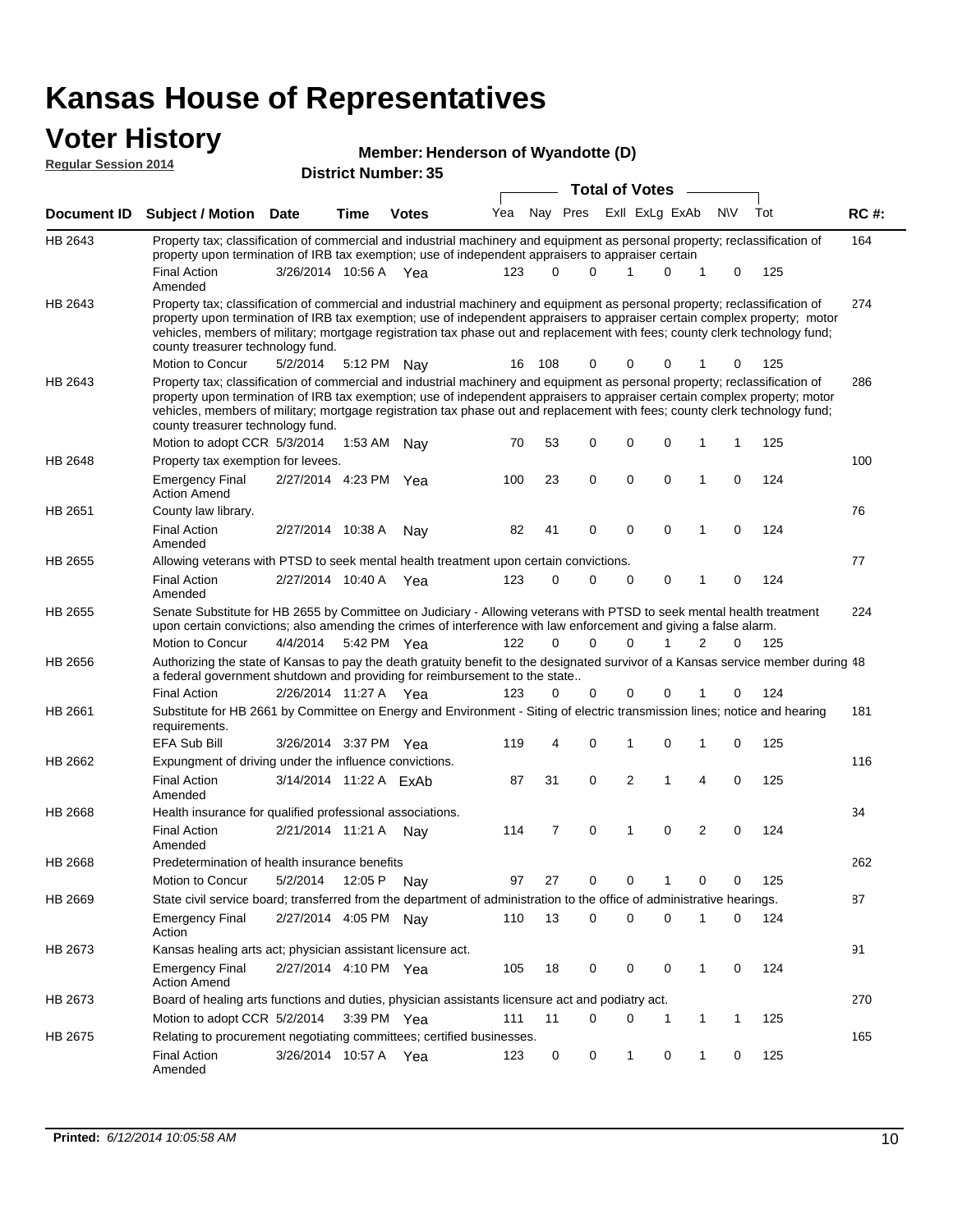# Kansas House of Representatives

## Voter History

**Regular Session 2014**

**Member: Henderson of Wyandotte (D)**

**District Number: 35**

| Document ID | Subject / Motion | Date | Time | Votes | Yea | Nay | Pres | ExII | ExLg | ExAb | N\V | Tot | RC #: |
|---|---|---|---|---|---|---|---|---|---|---|---|---|---|
| HB 2643 | Property tax; classification of commercial and industrial machinery and equipment as personal property; reclassification of property upon termination of IRB tax exemption; use of independent appraisers to appraiser certain | | | | | | | | | | | | 164 |
| | Final Action Amended | 3/26/2014 | 10:56 A | Yea | 123 | 0 | 0 | 1 | 0 | 1 | 0 | 125 | |
| HB 2643 | Property tax; classification of commercial and industrial machinery and equipment as personal property; reclassification of property upon termination of IRB tax exemption; use of independent appraisers to appraiser certain complex property; motor vehicles, members of military; mortgage registration tax phase out and replacement with fees; county clerk technology fund; county treasurer technology fund. | | | | | | | | | | | | 274 |
| | Motion to Concur | 5/2/2014 | 5:12 PM | Nay | 16 | 108 | 0 | 0 | 0 | 1 | 0 | 125 | |
| HB 2643 | Property tax; classification of commercial and industrial machinery and equipment as personal property; reclassification of property upon termination of IRB tax exemption; use of independent appraisers to appraiser certain complex property; motor vehicles, members of military; mortgage registration tax phase out and replacement with fees; county clerk technology fund; county treasurer technology fund. | | | | | | | | | | | | 286 |
| | Motion to adopt CCR | 5/3/2014 | 1:53 AM | Nay | 70 | 53 | 0 | 0 | 0 | 1 | 1 | 125 | |
| HB 2648 | Property tax exemption for levees. | | | | | | | | | | | | 100 |
| | Emergency Final Action Amend | 2/27/2014 | 4:23 PM | Yea | 100 | 23 | 0 | 0 | 0 | 1 | 0 | 124 | |
| HB 2651 | County law library. | | | | | | | | | | | | 76 |
| | Final Action Amended | 2/27/2014 | 10:38 A | Nay | 82 | 41 | 0 | 0 | 0 | 1 | 0 | 124 | |
| HB 2655 | Allowing veterans with PTSD to seek mental health treatment upon certain convictions. | | | | | | | | | | | | 77 |
| | Final Action Amended | 2/27/2014 | 10:40 A | Yea | 123 | 0 | 0 | 0 | 0 | 1 | 0 | 124 | |
| HB 2655 | Senate Substitute for HB 2655 by Committee on Judiciary - Allowing veterans with PTSD to seek mental health treatment upon certain convictions; also amending the crimes of interference with law enforcement and giving a false alarm. | | | | | | | | | | | | 224 |
| | Motion to Concur | 4/4/2014 | 5:42 PM | Yea | 122 | 0 | 0 | 0 | 1 | 2 | 0 | 125 | |
| HB 2656 | Authorizing the state of Kansas to pay the death gratuity benefit to the designated survivor of a Kansas service member during a federal government shutdown and providing for reimbursement to the state.. | | | | | | | | | | | | 48 |
| | Final Action | 2/26/2014 | 11:27 A | Yea | 123 | 0 | 0 | 0 | 0 | 1 | 0 | 124 | |
| HB 2661 | Substitute for HB 2661 by Committee on Energy and Environment - Siting of electric transmission lines; notice and hearing requirements. | | | | | | | | | | | | 181 |
| | EFA Sub Bill | 3/26/2014 | 3:37 PM | Yea | 119 | 4 | 0 | 1 | 0 | 1 | 0 | 125 | |
| HB 2662 | Expungment of driving under the influence convictions. | | | | | | | | | | | | 116 |
| | Final Action Amended | 3/14/2014 | 11:22 A | ExAb | 87 | 31 | 0 | 2 | 1 | 4 | 0 | 125 | |
| HB 2668 | Health insurance for qualified professional associations. | | | | | | | | | | | | 34 |
| | Final Action Amended | 2/21/2014 | 11:21 A | Nay | 114 | 7 | 0 | 1 | 0 | 2 | 0 | 124 | |
| HB 2668 | Predetermination of health insurance benefits | | | | | | | | | | | | 262 |
| | Motion to Concur | 5/2/2014 | 12:05 P | Nay | 97 | 27 | 0 | 0 | 1 | 0 | 0 | 125 | |
| HB 2669 | State civil service board; transferred from the department of administration to the office of administrative hearings. | | | | | | | | | | | | 87 |
| | Emergency Final Action | 2/27/2014 | 4:05 PM | Nay | 110 | 13 | 0 | 0 | 0 | 1 | 0 | 124 | |
| HB 2673 | Kansas healing arts act; physician assistant licensure act. | | | | | | | | | | | | 91 |
| | Emergency Final Action Amend | 2/27/2014 | 4:10 PM | Yea | 105 | 18 | 0 | 0 | 0 | 1 | 0 | 124 | |
| HB 2673 | Board of healing arts functions and duties, physician assistants licensure act and podiatry act. | | | | | | | | | | | | 270 |
| | Motion to adopt CCR | 5/2/2014 | 3:39 PM | Yea | 111 | 11 | 0 | 0 | 1 | 1 | 1 | 125 | |
| HB 2675 | Relating to procurement negotiating committees; certified businesses. | | | | | | | | | | | | 165 |
| | Final Action Amended | 3/26/2014 | 10:57 A | Yea | 123 | 0 | 0 | 1 | 0 | 1 | 0 | 125 | |

**Printed:** *6/12/2014 10:05:58 AM*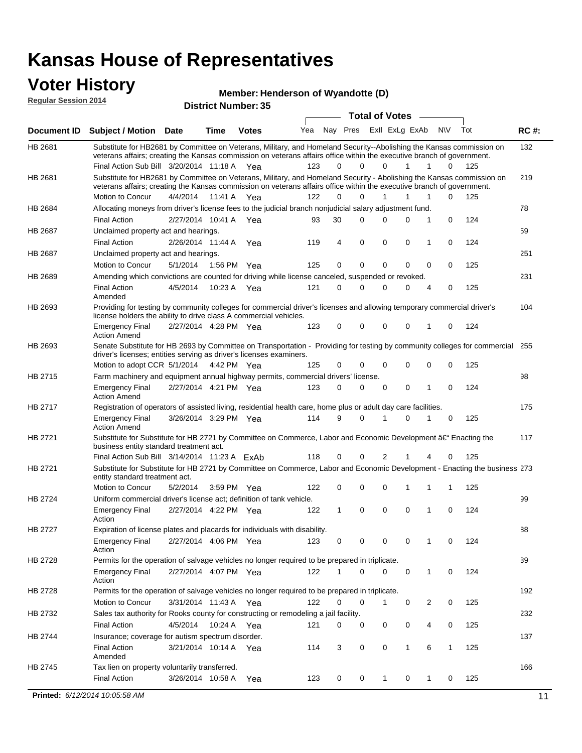# Kansas House of Representatives

## Voter History

**Regular Session 2014**

**Member: Henderson of Wyandotte (D)**

**District Number: 35**

| Document ID | Subject / Motion | Date | Time | Votes | Yea | Nay | Pres | ExII | ExLg | ExAb | N\V | Tot | RC #: |
|---|---|---|---|---|---|---|---|---|---|---|---|---|---|
| HB 2681 | Substitute for HB2681 by Committee on Veterans, Military, and Homeland Security--Abolishing the Kansas commission on veterans affairs; creating the Kansas commission on veterans affairs office within the executive branch of government. | | | | | | | | | | | | 132 |
| | Final Action Sub Bill | 3/20/2014 | 11:18 A | Yea | 123 | 0 | 0 | 0 | 1 | 1 | 0 | 125 | |
| HB 2681 | Substitute for HB2681 by Committee on Veterans, Military, and Homeland Security - Abolishing the Kansas commission on veterans affairs; creating the Kansas commission on veterans affairs office within the executive branch of government. | | | | | | | | | | | | 219 |
| | Motion to Concur | 4/4/2014 | 11:41 A | Yea | 122 | 0 | 0 | 1 | 1 | 1 | 0 | 125 | |
| HB 2684 | Allocating moneys from driver's license fees to the judicial branch nonjudicial salary adjustment fund. | | | | | | | | | | | | 78 |
| | Final Action | 2/27/2014 | 10:41 A | Yea | 93 | 30 | 0 | 0 | 0 | 1 | 0 | 124 | |
| HB 2687 | Unclaimed property act and hearings. | | | | | | | | | | | | 59 |
| | Final Action | 2/26/2014 | 11:44 A | Yea | 119 | 4 | 0 | 0 | 0 | 1 | 0 | 124 | |
| HB 2687 | Unclaimed property act and hearings. | | | | | | | | | | | | 251 |
| | Motion to Concur | 5/1/2014 | 1:56 PM | Yea | 125 | 0 | 0 | 0 | 0 | 0 | 0 | 125 | |
| HB 2689 | Amending which convictions are counted for driving while license canceled, suspended or revoked. | | | | | | | | | | | | 231 |
| | Final Action Amended | 4/5/2014 | 10:23 A | Yea | 121 | 0 | 0 | 0 | 0 | 4 | 0 | 125 | |
| HB 2693 | Providing for testing by community colleges for commercial driver's licenses and allowing temporary commercial driver's license holders the ability to drive class A commercial vehicles. | | | | | | | | | | | | 104 |
| | Emergency Final Action Amend | 2/27/2014 | 4:28 PM | Yea | 123 | 0 | 0 | 0 | 0 | 1 | 0 | 124 | |
| HB 2693 | Senate Substitute for HB 2693 by Committee on Transportation - Providing for testing by community colleges for commercial driver's licenses; entities serving as driver's licenses examiners. | | | | | | | | | | | | 255 |
| | Motion to adopt CCR | 5/1/2014 | 4:42 PM | Yea | 125 | 0 | 0 | 0 | 0 | 0 | 0 | 125 | |
| HB 2715 | Farm machinery and equipment annual highway permits, commercial drivers' license. | | | | | | | | | | | | 98 |
| | Emergency Final Action Amend | 2/27/2014 | 4:21 PM | Yea | 123 | 0 | 0 | 0 | 0 | 1 | 0 | 124 | |
| HB 2717 | Registration of operators of assisted living, residential health care, home plus or adult day care facilities. | | | | | | | | | | | | 175 |
| | Emergency Final Action Amend | 3/26/2014 | 3:29 PM | Yea | 114 | 9 | 0 | 1 | 0 | 1 | 0 | 125 | |
| HB 2721 | Substitute for Substitute for HB 2721 by Committee on Commerce, Labor and Economic Development â€" Enacting the business entity standard treatment act. | | | | | | | | | | | | 117 |
| | Final Action Sub Bill | 3/14/2014 | 11:23 A | ExAb | 118 | 0 | 0 | 2 | 1 | 4 | 0 | 125 | |
| HB 2721 | Substitute for Substitute for HB 2721 by Committee on Commerce, Labor and Economic Development - Enacting the business entity standard treatment act. | | | | | | | | | | | | 273 |
| | Motion to Concur | 5/2/2014 | 3:59 PM | Yea | 122 | 0 | 0 | 0 | 1 | 1 | 1 | 125 | |
| HB 2724 | Uniform commercial driver's license act; definition of tank vehicle. | | | | | | | | | | | | 99 |
| | Emergency Final Action | 2/27/2014 | 4:22 PM | Yea | 122 | 1 | 0 | 0 | 0 | 1 | 0 | 124 | |
| HB 2727 | Expiration of license plates and placards for individuals with disability. | | | | | | | | | | | | 88 |
| | Emergency Final Action | 2/27/2014 | 4:06 PM | Yea | 123 | 0 | 0 | 0 | 0 | 1 | 0 | 124 | |
| HB 2728 | Permits for the operation of salvage vehicles no longer required to be prepared in triplicate. | | | | | | | | | | | | 89 |
| | Emergency Final Action | 2/27/2014 | 4:07 PM | Yea | 122 | 1 | 0 | 0 | 0 | 1 | 0 | 124 | |
| HB 2728 | Permits for the operation of salvage vehicles no longer required to be prepared in triplicate. | | | | | | | | | | | | 192 |
| | Motion to Concur | 3/31/2014 | 11:43 A | Yea | 122 | 0 | 0 | 1 | 0 | 2 | 0 | 125 | |
| HB 2732 | Sales tax authority for Rooks county for constructing or remodeling a jail facility. | | | | | | | | | | | | 232 |
| | Final Action | 4/5/2014 | 10:24 A | Yea | 121 | 0 | 0 | 0 | 0 | 4 | 0 | 125 | |
| HB 2744 | Insurance; coverage for autism spectrum disorder. | | | | | | | | | | | | 137 |
| | Final Action Amended | 3/21/2014 | 10:14 A | Yea | 114 | 3 | 0 | 0 | 1 | 6 | 1 | 125 | |
| HB 2745 | Tax lien on property voluntarily transferred. | | | | | | | | | | | | 166 |
| | Final Action | 3/26/2014 | 10:58 A | Yea | 123 | 0 | 0 | 1 | 0 | 1 | 0 | 125 | |

**Printed:** *6/12/2014 10:05:58 AM*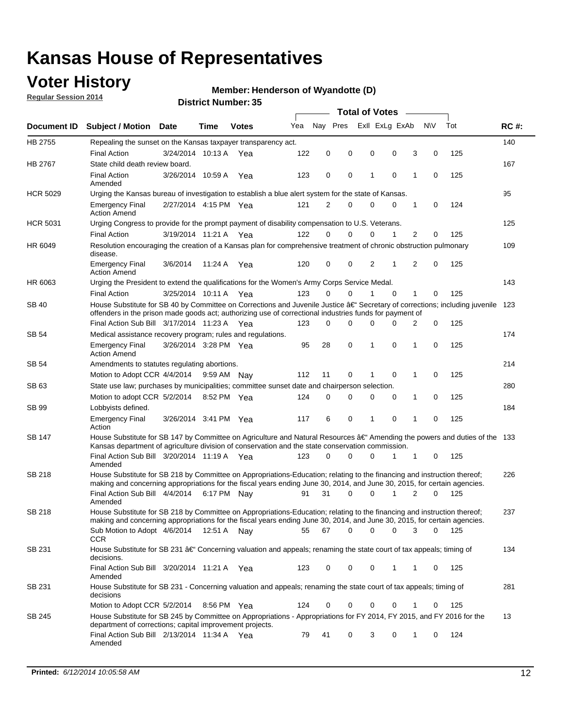# Kansas House of Representatives

## Voter History

**Regular Session 2014**

**Member: Henderson of Wyandotte (D)**

**District Number: 35**

| Document ID | Subject / Motion | Date | Time | Votes | Yea | Nay | Pres | ExII | ExLg | ExAb | N\V | Tot | RC #: |
|---|---|---|---|---|---|---|---|---|---|---|---|---|---|
| HB 2755 | Repealing the sunset on the Kansas taxpayer transparency act. | | | | | | | | | | | | 140 |
| | Final Action | 3/24/2014 | 10:13 A | Yea | 122 | 0 | 0 | 0 | 0 | 3 | 0 | 125 | |
| HB 2767 | State child death review board. | | | | | | | | | | | | 167 |
| | Final Action Amended | 3/26/2014 | 10:59 A | Yea | 123 | 0 | 0 | 1 | 0 | 1 | 0 | 125 | |
| HCR 5029 | Urging the Kansas bureau of investigation to establish a blue alert system for the state of Kansas. | | | | | | | | | | | | 95 |
| | Emergency Final Action Amend | 2/27/2014 | 4:15 PM | Yea | 121 | 2 | 0 | 0 | 0 | 1 | 0 | 124 | |
| HCR 5031 | Urging Congress to provide for the prompt payment of disability compensation to U.S. Veterans. | | | | | | | | | | | | 125 |
| | Final Action | 3/19/2014 | 11:21 A | Yea | 122 | 0 | 0 | 0 | 1 | 2 | 0 | 125 | |
| HR 6049 | Resolution encouraging the creation of a Kansas plan for comprehensive treatment of chronic obstruction pulmonary disease. | | | | | | | | | | | | 109 |
| | Emergency Final Action Amend | 3/6/2014 | 11:24 A | Yea | 120 | 0 | 0 | 2 | 1 | 2 | 0 | 125 | |
| HR 6063 | Urging the President to extend the qualifications for the Women's Army Corps Service Medal. | | | | | | | | | | | | 143 |
| | Final Action | 3/25/2014 | 10:11 A | Yea | 123 | 0 | 0 | 1 | 0 | 1 | 0 | 125 | |
| SB 40 | House Substitute for SB 40 by Committee on Corrections and Juvenile Justice â€" Secretary of corrections; including juvenile offenders in the prison made goods act; authorizing use of correctional industries funds for payment of | | | | | | | | | | | | 123 |
| | Final Action Sub Bill | 3/17/2014 | 11:23 A | Yea | 123 | 0 | 0 | 0 | 0 | 2 | 0 | 125 | |
| SB 54 | Medical assistance recovery program; rules and regulations. | | | | | | | | | | | | 174 |
| | Emergency Final Action Amend | 3/26/2014 | 3:28 PM | Yea | 95 | 28 | 0 | 1 | 0 | 1 | 0 | 125 | |
| SB 54 | Amendments to statutes regulating abortions. | | | | | | | | | | | | 214 |
| | Motion to Adopt CCR | 4/4/2014 | 9:59 AM | Nay | 112 | 11 | 0 | 1 | 0 | 1 | 0 | 125 | |
| SB 63 | State use law; purchases by municipalities; committee sunset date and chairperson selection. | | | | | | | | | | | | 280 |
| | Motion to adopt CCR | 5/2/2014 | 8:52 PM | Yea | 124 | 0 | 0 | 0 | 0 | 1 | 0 | 125 | |
| SB 99 | Lobbyists defined. | | | | | | | | | | | | 184 |
| | Emergency Final Action | 3/26/2014 | 3:41 PM | Yea | 117 | 6 | 0 | 1 | 0 | 1 | 0 | 125 | |
| SB 147 | House Substitute for SB 147 by Committee on Agriculture and Natural Resources â€" Amending the powers and duties of the Kansas department of agriculture division of conservation and the state conservation commission. | | | | | | | | | | | | 133 |
| | Final Action Sub Bill Amended | 3/20/2014 | 11:19 A | Yea | 123 | 0 | 0 | 0 | 1 | 1 | 0 | 125 | |
| SB 218 | House Substitute for SB 218 by Committee on Appropriations-Education; relating to the financing and instruction thereof; making and concerning appropriations for the fiscal years ending June 30, 2014, and June 30, 2015, for certain agencies. | | | | | | | | | | | | 226 |
| | Final Action Sub Bill Amended | 4/4/2014 | 6:17 PM | Nay | 91 | 31 | 0 | 0 | 1 | 2 | 0 | 125 | |
| SB 218 | House Substitute for SB 218 by Committee on Appropriations-Education; relating to the financing and instruction thereof; making and concerning appropriations for the fiscal years ending June 30, 2014, and June 30, 2015, for certain agencies. | | | | | | | | | | | | 237 |
| | Sub Motion to Adopt CCR | 4/6/2014 | 12:51 A | Nay | 55 | 67 | 0 | 0 | 0 | 3 | 0 | 125 | |
| SB 231 | House Substitute for SB 231 â€" Concerning valuation and appeals; renaming the state court of tax appeals; timing of decisions. | | | | | | | | | | | | 134 |
| | Final Action Sub Bill Amended | 3/20/2014 | 11:21 A | Yea | 123 | 0 | 0 | 0 | 1 | 1 | 0 | 125 | |
| SB 231 | House Substitute for SB 231 - Concerning valuation and appeals; renaming the state court of tax appeals; timing of decisions | | | | | | | | | | | | 281 |
| | Motion to Adopt CCR | 5/2/2014 | 8:56 PM | Yea | 124 | 0 | 0 | 0 | 0 | 1 | 0 | 125 | |
| SB 245 | House Substitute for SB 245 by Committee on Appropriations - Appropriations for FY 2014, FY 2015, and FY 2016 for the department of corrections; capital improvement projects. | | | | | | | | | | | | 13 |
| | Final Action Sub Bill Amended | 2/13/2014 | 11:34 A | Yea | 79 | 41 | 0 | 3 | 0 | 1 | 0 | 124 | |

**Printed:** *6/12/2014 10:05:58 AM*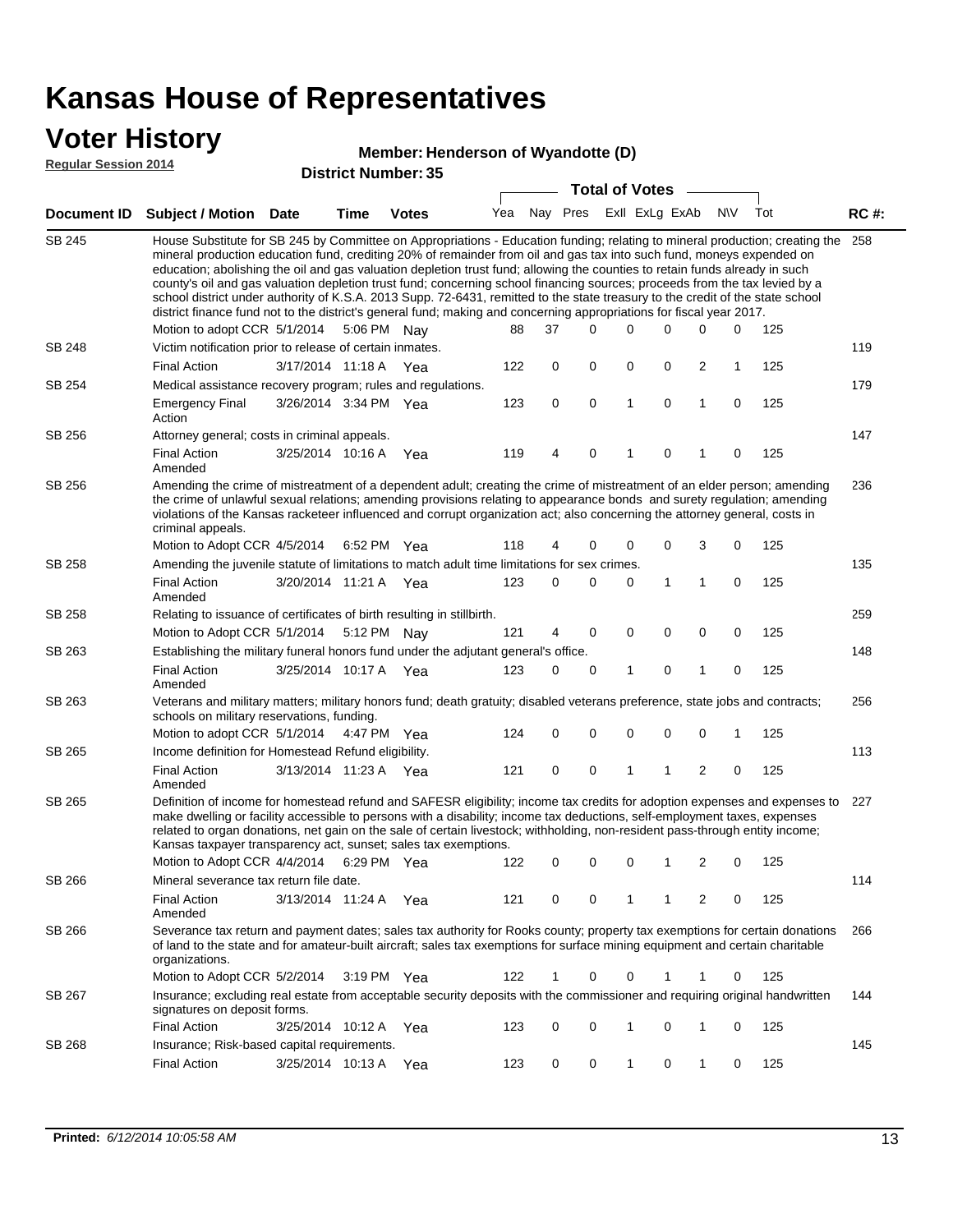# Kansas House of Representatives

## Voter History

**Regular Session 2014**

**Member: Henderson of Wyandotte (D)**

**District Number: 35**

| Document ID | Subject / Motion | Date | Time | Votes | Yea | Nay | Pres | ExII | ExLg | ExAb | N\V | Tot | RC #: |
|---|---|---|---|---|---|---|---|---|---|---|---|---|---|
| SB 245 | House Substitute for SB 245 by Committee on Appropriations - Education funding; relating to mineral production; creating the mineral production education fund, crediting 20% of remainder from oil and gas tax into such fund, moneys expended on education; abolishing the oil and gas valuation depletion trust fund; allowing the counties to retain funds already in such county's oil and gas valuation depletion trust fund; concerning school financing sources; proceeds from the tax levied by a school district under authority of K.S.A. 2013 Supp. 72-6431, remitted to the state treasury to the credit of the state school district finance fund not to the district's general fund; making and concerning appropriations for fiscal year 2017. | | | | | | | | | | | | 258 |
| | Motion to adopt CCR | 5/1/2014 | 5:06 PM | Nay | 88 | 37 | 0 | 0 | 0 | 0 | 0 | 125 | |
| SB 248 | Victim notification prior to release of certain inmates. | | | | | | | | | | | | 119 |
| | Final Action | 3/17/2014 | 11:18 A | Yea | 122 | 0 | 0 | 0 | 0 | 2 | 1 | 125 | |
| SB 254 | Medical assistance recovery program; rules and regulations. | | | | | | | | | | | | 179 |
| | Emergency Final Action | 3/26/2014 | 3:34 PM | Yea | 123 | 0 | 0 | 1 | 0 | 1 | 0 | 125 | |
| SB 256 | Attorney general; costs in criminal appeals. | | | | | | | | | | | | 147 |
| | Final Action Amended | 3/25/2014 | 10:16 A | Yea | 119 | 4 | 0 | 1 | 0 | 1 | 0 | 125 | |
| SB 256 | Amending the crime of mistreatment of a dependent adult; creating the crime of mistreatment of an elder person; amending the crime of unlawful sexual relations; amending provisions relating to appearance bonds and surety regulation; amending violations of the Kansas racketeer influenced and corrupt organization act; also concerning the attorney general, costs in criminal appeals. | | | | | | | | | | | | 236 |
| | Motion to Adopt CCR | 4/5/2014 | 6:52 PM | Yea | 118 | 4 | 0 | 0 | 0 | 3 | 0 | 125 | |
| SB 258 | Amending the juvenile statute of limitations to match adult time limitations for sex crimes. | | | | | | | | | | | | 135 |
| | Final Action Amended | 3/20/2014 | 11:21 A | Yea | 123 | 0 | 0 | 0 | 1 | 1 | 0 | 125 | |
| SB 258 | Relating to issuance of certificates of birth resulting in stillbirth. | | | | | | | | | | | | 259 |
| | Motion to Adopt CCR | 5/1/2014 | 5:12 PM | Nay | 121 | 4 | 0 | 0 | 0 | 0 | 0 | 125 | |
| SB 263 | Establishing the military funeral honors fund under the adjutant general's office. | | | | | | | | | | | | 148 |
| | Final Action Amended | 3/25/2014 | 10:17 A | Yea | 123 | 0 | 0 | 1 | 0 | 1 | 0 | 125 | |
| SB 263 | Veterans and military matters; military honors fund; death gratuity; disabled veterans preference, state jobs and contracts; schools on military reservations, funding. | | | | | | | | | | | | 256 |
| | Motion to adopt CCR | 5/1/2014 | 4:47 PM | Yea | 124 | 0 | 0 | 0 | 0 | 0 | 1 | 125 | |
| SB 265 | Income definition for Homestead Refund eligibility. | | | | | | | | | | | | 113 |
| | Final Action Amended | 3/13/2014 | 11:23 A | Yea | 121 | 0 | 0 | 1 | 1 | 2 | 0 | 125 | |
| SB 265 | Definition of income for homestead refund and SAFESR eligibility; income tax credits for adoption expenses and expenses to make dwelling or facility accessible to persons with a disability; income tax deductions, self-employment taxes, expenses related to organ donations, net gain on the sale of certain livestock; withholding, non-resident pass-through entity income; Kansas taxpayer transparency act, sunset; sales tax exemptions. | | | | | | | | | | | | 227 |
| | Motion to Adopt CCR | 4/4/2014 | 6:29 PM | Yea | 122 | 0 | 0 | 0 | 1 | 2 | 0 | 125 | |
| SB 266 | Mineral severance tax return file date. | | | | | | | | | | | | 114 |
| | Final Action Amended | 3/13/2014 | 11:24 A | Yea | 121 | 0 | 0 | 1 | 1 | 2 | 0 | 125 | |
| SB 266 | Severance tax return and payment dates; sales tax authority for Rooks county; property tax exemptions for certain donations of land to the state and for amateur-built aircraft; sales tax exemptions for surface mining equipment and certain charitable organizations. | | | | | | | | | | | | 266 |
| | Motion to Adopt CCR | 5/2/2014 | 3:19 PM | Yea | 122 | 1 | 0 | 0 | 1 | 1 | 0 | 125 | |
| SB 267 | Insurance; excluding real estate from acceptable security deposits with the commissioner and requiring original handwritten signatures on deposit forms. | | | | | | | | | | | | 144 |
| | Final Action | 3/25/2014 | 10:12 A | Yea | 123 | 0 | 0 | 1 | 0 | 1 | 0 | 125 | |
| SB 268 | Insurance; Risk-based capital requirements. | | | | | | | | | | | | 145 |
| | Final Action | 3/25/2014 | 10:13 A | Yea | 123 | 0 | 0 | 1 | 0 | 1 | 0 | 125 | |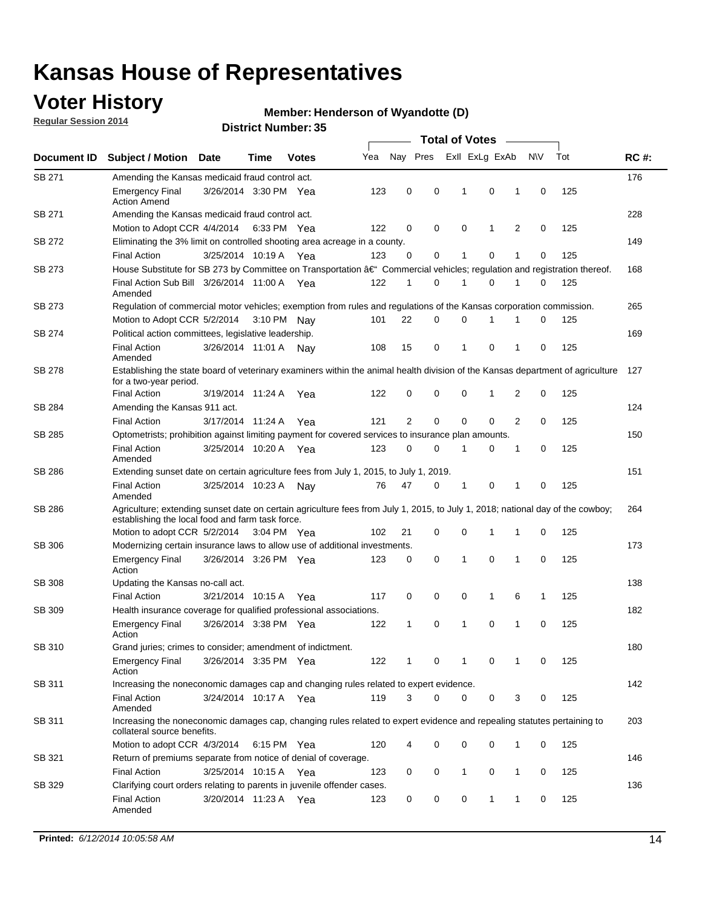# Kansas House of Representatives

## Voter History

**Regular Session 2014**

**Member: Henderson of Wyandotte (D)**

**District Number: 35**

| Document ID | Subject / Motion | Date | Time | Votes | Yea | Nay | Pres | ExII | ExLg | ExAb | N\V | Tot | RC #: |
|---|---|---|---|---|---|---|---|---|---|---|---|---|---|
| SB 271 | Amending the Kansas medicaid fraud control act. | | | | | | | | | | | | 176 |
| | Emergency Final Action Amend | 3/26/2014 | 3:30 PM | Yea | 123 | 0 | 0 | 1 | 0 | 1 | 0 | 125 | |
| SB 271 | Amending the Kansas medicaid fraud control act. | | | | | | | | | | | | 228 |
| | Motion to Adopt CCR | 4/4/2014 | 6:33 PM | Yea | 122 | 0 | 0 | 0 | 1 | 2 | 0 | 125 | |
| SB 272 | Eliminating the 3% limit on controlled shooting area acreage in a county. | | | | | | | | | | | | 149 |
| | Final Action | 3/25/2014 | 10:19 A | Yea | 123 | 0 | 0 | 1 | 0 | 1 | 0 | 125 | |
| SB 273 | House Substitute for SB 273 by Committee on Transportation â€" Commercial vehicles; regulation and registration thereof. | | | | | | | | | | | | 168 |
| | Final Action Sub Bill Amended | 3/26/2014 | 11:00 A | Yea | 122 | 1 | 0 | 1 | 0 | 1 | 0 | 125 | |
| SB 273 | Regulation of commercial motor vehicles; exemption from rules and regulations of the Kansas corporation commission. | | | | | | | | | | | | 265 |
| | Motion to Adopt CCR | 5/2/2014 | 3:10 PM | Nay | 101 | 22 | 0 | 0 | 1 | 1 | 0 | 125 | |
| SB 274 | Political action committees, legislative leadership. | | | | | | | | | | | | 169 |
| | Final Action Amended | 3/26/2014 | 11:01 A | Nay | 108 | 15 | 0 | 1 | 0 | 1 | 0 | 125 | |
| SB 278 | Establishing the state board of veterinary examiners within the animal health division of the Kansas department of agriculture for a two-year period. | | | | | | | | | | | | 127 |
| | Final Action | 3/19/2014 | 11:24 A | Yea | 122 | 0 | 0 | 0 | 1 | 2 | 0 | 125 | |
| SB 284 | Amending the Kansas 911 act. | | | | | | | | | | | | 124 |
| | Final Action | 3/17/2014 | 11:24 A | Yea | 121 | 2 | 0 | 0 | 0 | 2 | 0 | 125 | |
| SB 285 | Optometrists; prohibition against limiting payment for covered services to insurance plan amounts. | | | | | | | | | | | | 150 |
| | Final Action Amended | 3/25/2014 | 10:20 A | Yea | 123 | 0 | 0 | 1 | 0 | 1 | 0 | 125 | |
| SB 286 | Extending sunset date on certain agriculture fees from July 1, 2015, to July 1, 2019. | | | | | | | | | | | | 151 |
| | Final Action Amended | 3/25/2014 | 10:23 A | Nay | 76 | 47 | 0 | 1 | 0 | 1 | 0 | 125 | |
| SB 286 | Agriculture; extending sunset date on certain agriculture fees from July 1, 2015, to July 1, 2018; national day of the cowboy; establishing the local food and farm task force. | | | | | | | | | | | | 264 |
| | Motion to adopt CCR | 5/2/2014 | 3:04 PM | Yea | 102 | 21 | 0 | 0 | 1 | 1 | 0 | 125 | |
| SB 306 | Modernizing certain insurance laws to allow use of additional investments. | | | | | | | | | | | | 173 |
| | Emergency Final Action | 3/26/2014 | 3:26 PM | Yea | 123 | 0 | 0 | 1 | 0 | 1 | 0 | 125 | |
| SB 308 | Updating the Kansas no-call act. | | | | | | | | | | | | 138 |
| | Final Action | 3/21/2014 | 10:15 A | Yea | 117 | 0 | 0 | 0 | 1 | 6 | 1 | 125 | |
| SB 309 | Health insurance coverage for qualified professional associations. | | | | | | | | | | | | 182 |
| | Emergency Final Action | 3/26/2014 | 3:38 PM | Yea | 122 | 1 | 0 | 1 | 0 | 1 | 0 | 125 | |
| SB 310 | Grand juries; crimes to consider; amendment of indictment. | | | | | | | | | | | | 180 |
| | Emergency Final Action | 3/26/2014 | 3:35 PM | Yea | 122 | 1 | 0 | 1 | 0 | 1 | 0 | 125 | |
| SB 311 | Increasing the noneconomic damages cap and changing rules related to expert evidence. | | | | | | | | | | | | 142 |
| | Final Action Amended | 3/24/2014 | 10:17 A | Yea | 119 | 3 | 0 | 0 | 0 | 3 | 0 | 125 | |
| SB 311 | Increasing the noneconomic damages cap, changing rules related to expert evidence and repealing statutes pertaining to collateral source benefits. | | | | | | | | | | | | 203 |
| | Motion to adopt CCR | 4/3/2014 | 6:15 PM | Yea | 120 | 4 | 0 | 0 | 0 | 1 | 0 | 125 | |
| SB 321 | Return of premiums separate from notice of denial of coverage. | | | | | | | | | | | | 146 |
| | Final Action | 3/25/2014 | 10:15 A | Yea | 123 | 0 | 0 | 1 | 0 | 1 | 0 | 125 | |
| SB 329 | Clarifying court orders relating to parents in juvenile offender cases. | | | | | | | | | | | | 136 |
| | Final Action Amended | 3/20/2014 | 11:23 A | Yea | 123 | 0 | 0 | 0 | 1 | 1 | 0 | 125 | |

**Printed:** *6/12/2014 10:05:58 AM*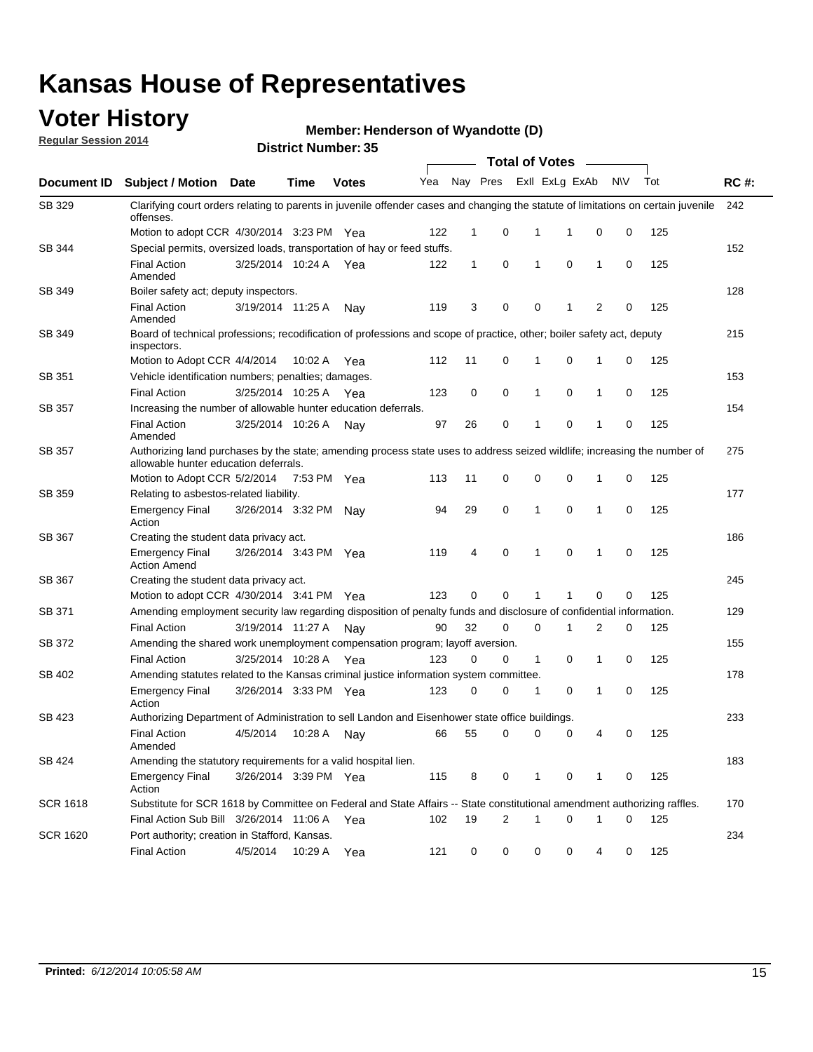# Kansas House of Representatives

## Voter History

**Regular Session 2014**

**Member: Henderson of Wyandotte (D)**

**District Number: 35**

| Document ID | Subject / Motion | Date | Time | Votes | Yea | Nay | Pres | ExII | ExLg | ExAb | N\V | Tot | RC #: |
|---|---|---|---|---|---|---|---|---|---|---|---|---|---|
| SB 329 | Clarifying court orders relating to parents in juvenile offender cases and changing the statute of limitations on certain juvenile offenses. | | | | | | | | | | | | 242 |
| | Motion to adopt CCR | 4/30/2014 | 3:23 PM | Yea | 122 | 1 | 0 | 1 | 1 | 0 | 0 | 125 | |
| SB 344 | Special permits, oversized loads, transportation of hay or feed stuffs. | | | | | | | | | | | | 152 |
| | Final Action Amended | 3/25/2014 | 10:24 A | Yea | 122 | 1 | 0 | 1 | 0 | 1 | 0 | 125 | |
| SB 349 | Boiler safety act; deputy inspectors. | | | | | | | | | | | | 128 |
| | Final Action Amended | 3/19/2014 | 11:25 A | Nay | 119 | 3 | 0 | 0 | 1 | 2 | 0 | 125 | |
| SB 349 | Board of technical professions; recodification of professions and scope of practice, other; boiler safety act, deputy inspectors. | | | | | | | | | | | | 215 |
| | Motion to Adopt CCR | 4/4/2014 | 10:02 A | Yea | 112 | 11 | 0 | 1 | 0 | 1 | 0 | 125 | |
| SB 351 | Vehicle identification numbers; penalties; damages. | | | | | | | | | | | | 153 |
| | Final Action | 3/25/2014 | 10:25 A | Yea | 123 | 0 | 0 | 1 | 0 | 1 | 0 | 125 | |
| SB 357 | Increasing the number of allowable hunter education deferrals. | | | | | | | | | | | | 154 |
| | Final Action Amended | 3/25/2014 | 10:26 A | Nay | 97 | 26 | 0 | 1 | 0 | 1 | 0 | 125 | |
| SB 357 | Authorizing land purchases by the state; amending process state uses to address seized wildlife; increasing the number of allowable hunter education deferrals. | | | | | | | | | | | | 275 |
| | Motion to Adopt CCR | 5/2/2014 | 7:53 PM | Yea | 113 | 11 | 0 | 0 | 0 | 1 | 0 | 125 | |
| SB 359 | Relating to asbestos-related liability. | | | | | | | | | | | | 177 |
| | Emergency Final Action | 3/26/2014 | 3:32 PM | Nay | 94 | 29 | 0 | 1 | 0 | 1 | 0 | 125 | |
| SB 367 | Creating the student data privacy act. | | | | | | | | | | | | 186 |
| | Emergency Final Action Amend | 3/26/2014 | 3:43 PM | Yea | 119 | 4 | 0 | 1 | 0 | 1 | 0 | 125 | |
| SB 367 | Creating the student data privacy act. | | | | | | | | | | | | 245 |
| | Motion to adopt CCR | 4/30/2014 | 3:41 PM | Yea | 123 | 0 | 0 | 1 | 1 | 0 | 0 | 125 | |
| SB 371 | Amending employment security law regarding disposition of penalty funds and disclosure of confidential information. | | | | | | | | | | | | 129 |
| | Final Action | 3/19/2014 | 11:27 A | Nay | 90 | 32 | 0 | 0 | 1 | 2 | 0 | 125 | |
| SB 372 | Amending the shared work unemployment compensation program; layoff aversion. | | | | | | | | | | | | 155 |
| | Final Action | 3/25/2014 | 10:28 A | Yea | 123 | 0 | 0 | 1 | 0 | 1 | 0 | 125 | |
| SB 402 | Amending statutes related to the Kansas criminal justice information system committee. | | | | | | | | | | | | 178 |
| | Emergency Final Action | 3/26/2014 | 3:33 PM | Yea | 123 | 0 | 0 | 1 | 0 | 1 | 0 | 125 | |
| SB 423 | Authorizing Department of Administration to sell Landon and Eisenhower state office buildings. | | | | | | | | | | | | 233 |
| | Final Action Amended | 4/5/2014 | 10:28 A | Nay | 66 | 55 | 0 | 0 | 0 | 4 | 0 | 125 | |
| SB 424 | Amending the statutory requirements for a valid hospital lien. | | | | | | | | | | | | 183 |
| | Emergency Final Action | 3/26/2014 | 3:39 PM | Yea | 115 | 8 | 0 | 1 | 0 | 1 | 0 | 125 | |
| SCR 1618 | Substitute for SCR 1618 by Committee on Federal and State Affairs -- State constitutional amendment authorizing raffles. | | | | | | | | | | | | 170 |
| | Final Action Sub Bill | 3/26/2014 | 11:06 A | Yea | 102 | 19 | 2 | 1 | 0 | 1 | 0 | 125 | |
| SCR 1620 | Port authority; creation in Stafford, Kansas. | | | | | | | | | | | | 234 |
| | Final Action | 4/5/2014 | 10:29 A | Yea | 121 | 0 | 0 | 0 | 0 | 4 | 0 | 125 | |

**Printed:** *6/12/2014 10:05:58 AM*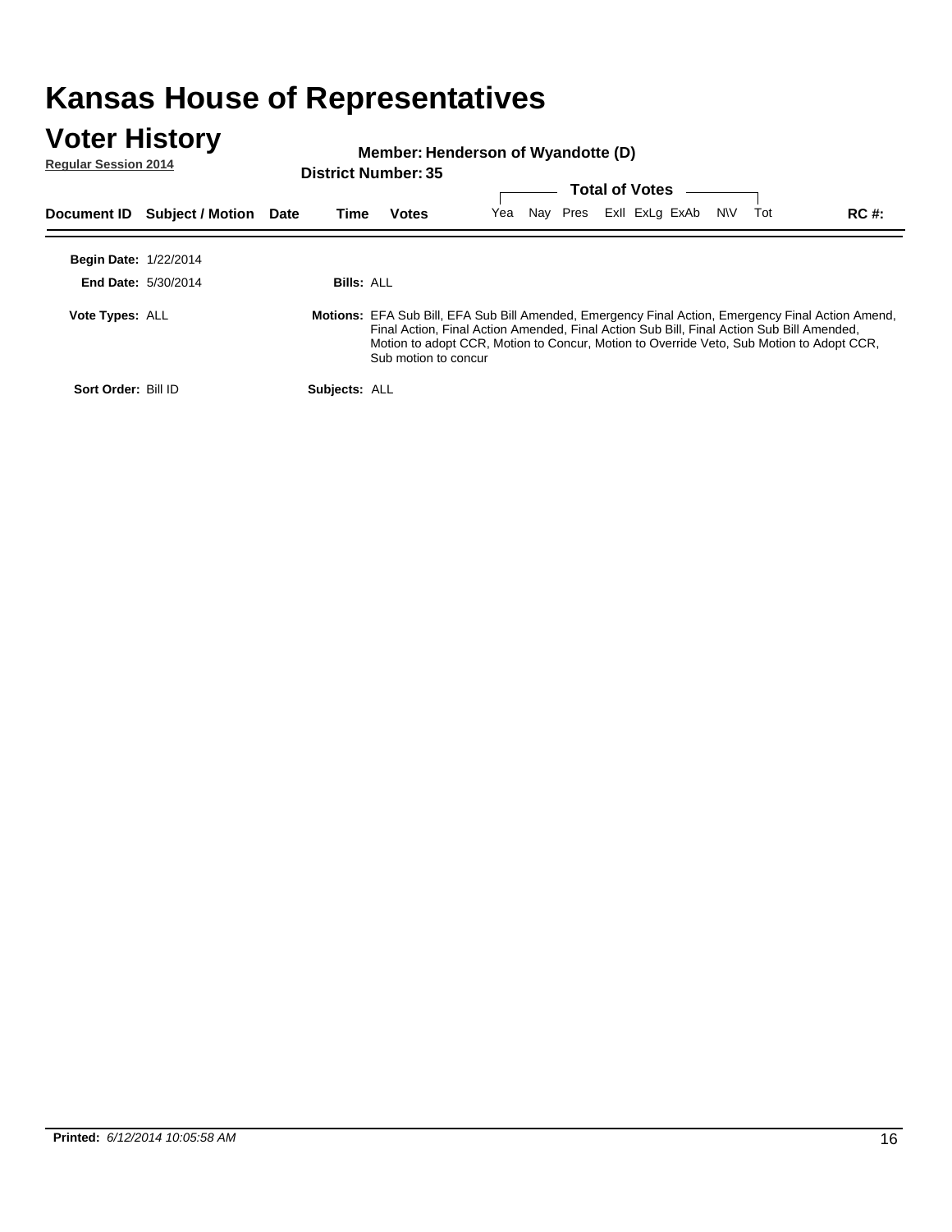# Kansas House of Representatives

## Voter History

**Regular Session 2014**

**Member: Henderson of Wyandotte (D)**

**District Number: 35**

| Document ID | Subject / Motion | Date | Time | Votes | Total of Votes | | | | | | | | RC #: |
|---|---|---|---|---|---|---|---|---|---|---|---|---|---|
| | | | | | Yea | Nay | Pres | ExII | ExLg | ExAb | N\V | Tot | |

**Begin Date:** 1/22/2014

**End Date:** 5/30/2014

**Bills:** ALL

**Vote Types:** ALL

**Motions:** EFA Sub Bill, EFA Sub Bill Amended, Emergency Final Action, Emergency Final Action Amend, Final Action, Final Action Amended, Final Action Sub Bill, Final Action Sub Bill Amended, Motion to adopt CCR, Motion to Concur, Motion to Override Veto, Sub Motion to Adopt CCR, Sub motion to concur

**Sort Order:** Bill ID

**Subjects:** ALL

**Printed:** *6/12/2014 10:05:58 AM*